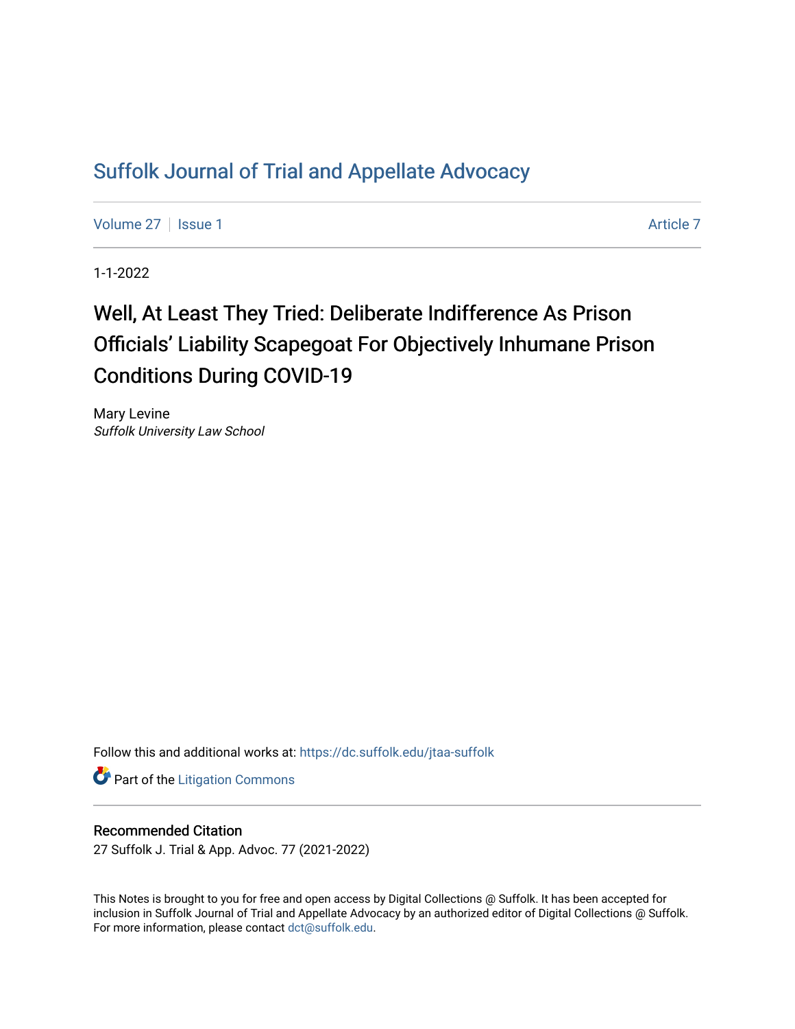# Suffolk Journal of Trial and Appellate Advocacy

Volume 27 | Issue 1 Article 7

1-1-2022

## Well, At Least They Tried: Deliberate Indifference As Prison Officials' Liability Scapegoat For Objectively Inhumane Prison Conditions During COVID-19

Mary Levine
*Suffolk University Law School*

Follow this and additional works at: https://dc.suffolk.edu/jtaa-suffolk

Part of the Litigation Commons

### Recommended Citation

27 Suffolk J. Trial & App. Advoc. 77 (2021-2022)

This Notes is brought to you for free and open access by Digital Collections @ Suffolk. It has been accepted for inclusion in Suffolk Journal of Trial and Appellate Advocacy by an authorized editor of Digital Collections @ Suffolk. For more information, please contact dct@suffolk.edu.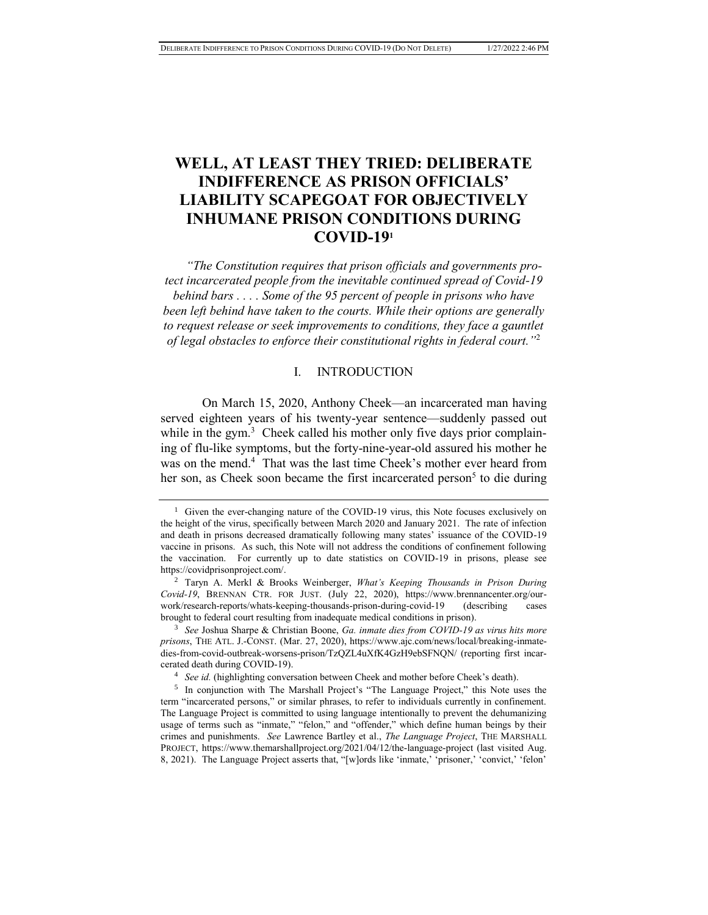# WELL, AT LEAST THEY TRIED: DELIBERATE INDIFFERENCE AS PRISON OFFICIALS' LIABILITY SCAPEGOAT FOR OBJECTIVELY INHUMANE PRISON CONDITIONS DURING COVID-19[1]

*"The Constitution requires that prison officials and governments protect incarcerated people from the inevitable continued spread of Covid-19 behind bars . . . . Some of the 95 percent of people in prisons who have been left behind have taken to the courts. While their options are generally to request release or seek improvements to conditions, they face a gauntlet of legal obstacles to enforce their constitutional rights in federal court."*[2]

## I. INTRODUCTION

On March 15, 2020, Anthony Cheek—an incarcerated man having served eighteen years of his twenty-year sentence—suddenly passed out while in the gym.[3] Cheek called his mother only five days prior complaining of flu-like symptoms, but the forty-nine-year-old assured his mother he was on the mend.[4] That was the last time Cheek's mother ever heard from her son, as Cheek soon became the first incarcerated person[5] to die during

---

[1] Given the ever-changing nature of the COVID-19 virus, this Note focuses exclusively on the height of the virus, specifically between March 2020 and January 2021. The rate of infection and death in prisons decreased dramatically following many states' issuance of the COVID-19 vaccine in prisons. As such, this Note will not address the conditions of confinement following the vaccination. For currently up to date statistics on COVID-19 in prisons, please see https://covidprisonproject.com/.

[2] Taryn A. Merkl & Brooks Weinberger, *What's Keeping Thousands in Prison During Covid-19*, BRENNAN CTR. FOR JUST. (July 22, 2020), https://www.brennancenter.org/our-work/research-reports/whats-keeping-thousands-prison-during-covid-19 (describing cases brought to federal court resulting from inadequate medical conditions in prison).

[3] *See* Joshua Sharpe & Christian Boone, *Ga. inmate dies from COVID-19 as virus hits more prisons*, THE ATL. J.-CONST. (Mar. 27, 2020), https://www.ajc.com/news/local/breaking-inmate-dies-from-covid-outbreak-worsens-prison/TzQZL4uXfK4GzH9ebSFNQN/ (reporting first incarcerated death during COVID-19).

[4] *See id.* (highlighting conversation between Cheek and mother before Cheek's death).

[5] In conjunction with The Marshall Project's "The Language Project," this Note uses the term "incarcerated persons," or similar phrases, to refer to individuals currently in confinement. The Language Project is committed to using language intentionally to prevent the dehumanizing usage of terms such as "inmate," "felon," and "offender," which define human beings by their crimes and punishments. *See* Lawrence Bartley et al., *The Language Project*, THE MARSHALL PROJECT, https://www.themarshallproject.org/2021/04/12/the-language-project (last visited Aug. 8, 2021). The Language Project asserts that, "[w]ords like 'inmate,' 'prisoner,' 'convict,' 'felon'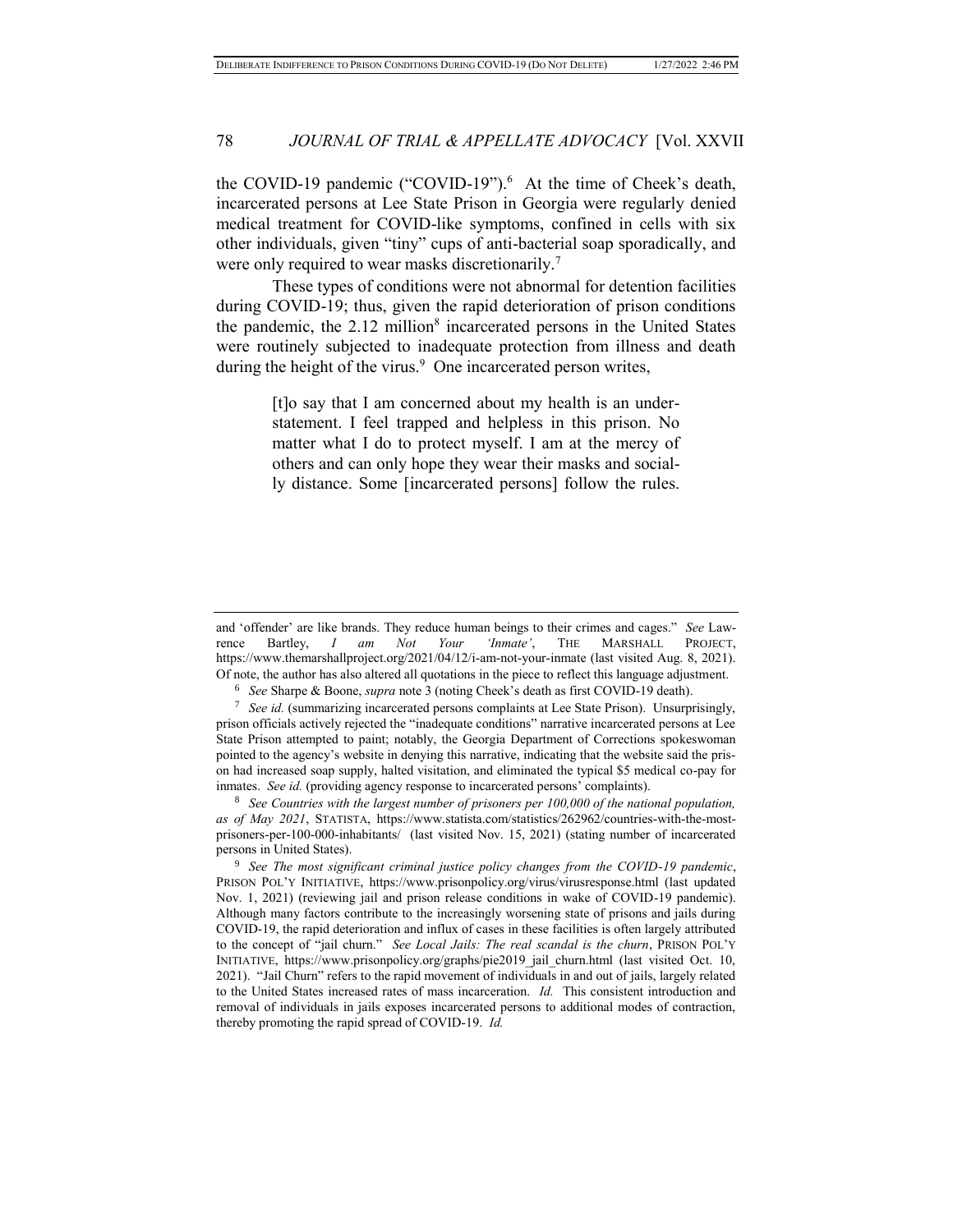the COVID-19 pandemic ("COVID-19").[6] At the time of Cheek's death, incarcerated persons at Lee State Prison in Georgia were regularly denied medical treatment for COVID-like symptoms, confined in cells with six other individuals, given "tiny" cups of anti-bacterial soap sporadically, and were only required to wear masks discretionarily.[7]

These types of conditions were not abnormal for detention facilities during COVID-19; thus, given the rapid deterioration of prison conditions the pandemic, the 2.12 million[8] incarcerated persons in the United States were routinely subjected to inadequate protection from illness and death during the height of the virus.[9] One incarcerated person writes,

> [t]o say that I am concerned about my health is an understatement. I feel trapped and helpless in this prison. No matter what I do to protect myself. I am at the mercy of others and can only hope they wear their masks and socially distance. Some [incarcerated persons] follow the rules.

---

and 'offender' are like brands. They reduce human beings to their crimes and cages." *See* Lawrence Bartley, *I am Not Your 'Inmate'*, THE MARSHALL PROJECT, https://www.themarshallproject.org/2021/04/12/i-am-not-your-inmate (last visited Aug. 8, 2021). Of note, the author has also altered all quotations in the piece to reflect this language adjustment.

[6] *See* Sharpe & Boone, *supra* note 3 (noting Cheek's death as first COVID-19 death).

[7] *See id.* (summarizing incarcerated persons complaints at Lee State Prison). Unsurprisingly, prison officials actively rejected the "inadequate conditions" narrative incarcerated persons at Lee State Prison attempted to paint; notably, the Georgia Department of Corrections spokeswoman pointed to the agency's website in denying this narrative, indicating that the website said the prison had increased soap supply, halted visitation, and eliminated the typical $5 medical co-pay for inmates. *See id.* (providing agency response to incarcerated persons' complaints).

[8] *See Countries with the largest number of prisoners per 100,000 of the national population, as of May 2021*, STATISTA, https://www.statista.com/statistics/262962/countries-with-the-most-prisoners-per-100-000-inhabitants/ (last visited Nov. 15, 2021) (stating number of incarcerated persons in United States).

[9] *See The most significant criminal justice policy changes from the COVID-19 pandemic*, PRISON POL'Y INITIATIVE, https://www.prisonpolicy.org/virus/virusresponse.html (last updated Nov. 1, 2021) (reviewing jail and prison release conditions in wake of COVID-19 pandemic). Although many factors contribute to the increasingly worsening state of prisons and jails during COVID-19, the rapid deterioration and influx of cases in these facilities is often largely attributed to the concept of "jail churn." *See Local Jails: The real scandal is the churn*, PRISON POL'Y INITIATIVE, https://www.prisonpolicy.org/graphs/pie2019_jail_churn.html (last visited Oct. 10, 2021). "Jail Churn" refers to the rapid movement of individuals in and out of jails, largely related to the United States increased rates of mass incarceration. *Id.* This consistent introduction and removal of individuals in jails exposes incarcerated persons to additional modes of contraction, thereby promoting the rapid spread of COVID-19. *Id.*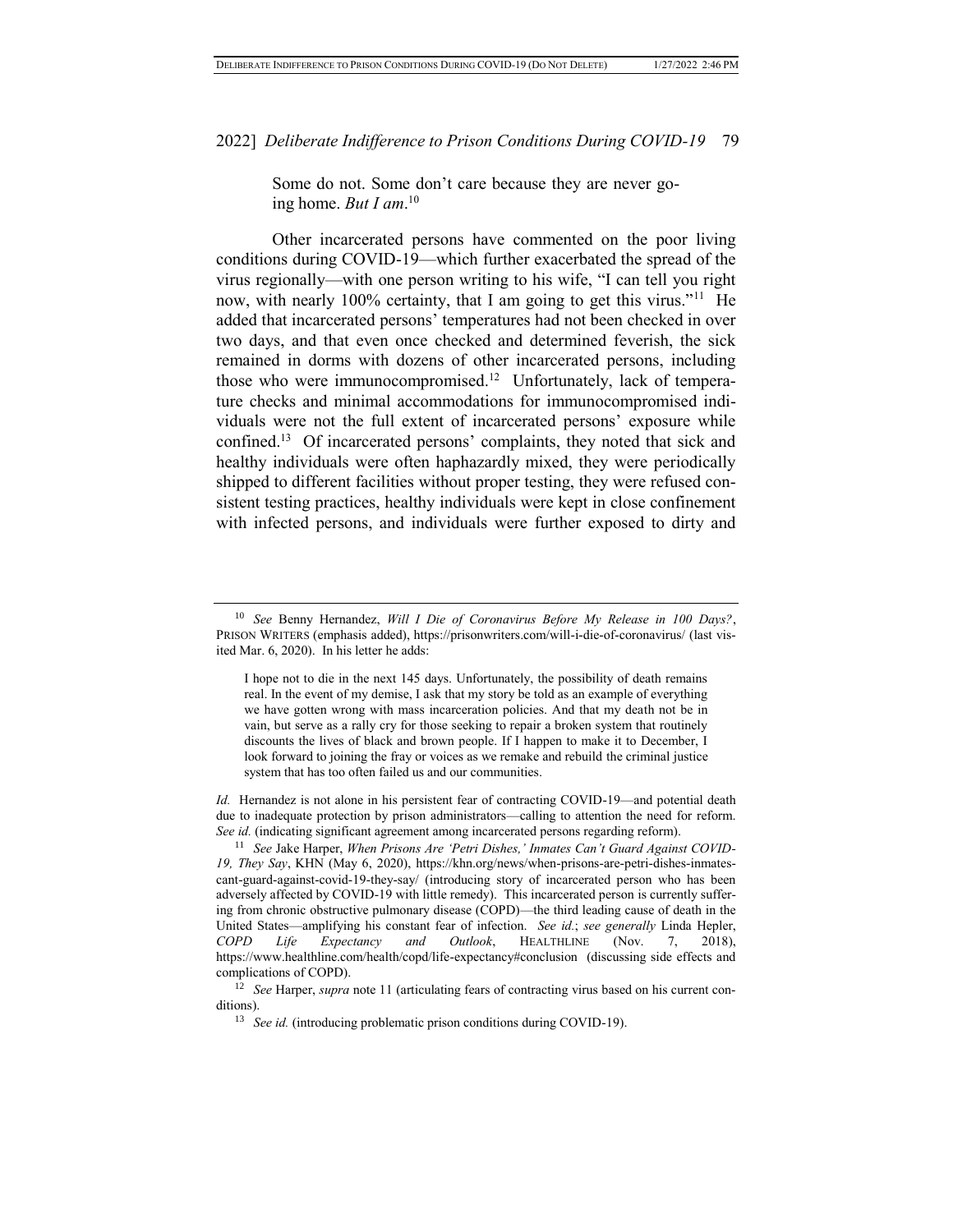Some do not. Some don't care because they are never going home. *But I am*.[10]

Other incarcerated persons have commented on the poor living conditions during COVID-19—which further exacerbated the spread of the virus regionally—with one person writing to his wife, "I can tell you right now, with nearly 100% certainty, that I am going to get this virus."[11] He added that incarcerated persons' temperatures had not been checked in over two days, and that even once checked and determined feverish, the sick remained in dorms with dozens of other incarcerated persons, including those who were immunocompromised.[12] Unfortunately, lack of temperature checks and minimal accommodations for immunocompromised individuals were not the full extent of incarcerated persons' exposure while confined.[13] Of incarcerated persons' complaints, they noted that sick and healthy individuals were often haphazardly mixed, they were periodically shipped to different facilities without proper testing, they were refused consistent testing practices, healthy individuals were kept in close confinement with infected persons, and individuals were further exposed to dirty and

---

[10] *See* Benny Hernandez, *Will I Die of Coronavirus Before My Release in 100 Days?*, PRISON WRITERS (emphasis added), https://prisonwriters.com/will-i-die-of-coronavirus/ (last visited Mar. 6, 2020). In his letter he adds:

> I hope not to die in the next 145 days. Unfortunately, the possibility of death remains real. In the event of my demise, I ask that my story be told as an example of everything we have gotten wrong with mass incarceration policies. And that my death not be in vain, but serve as a rally cry for those seeking to repair a broken system that routinely discounts the lives of black and brown people. If I happen to make it to December, I look forward to joining the fray or voices as we remake and rebuild the criminal justice system that has too often failed us and our communities.

*Id.* Hernandez is not alone in his persistent fear of contracting COVID-19—and potential death due to inadequate protection by prison administrators—calling to attention the need for reform. *See id.* (indicating significant agreement among incarcerated persons regarding reform).

[11] *See* Jake Harper, *When Prisons Are 'Petri Dishes,' Inmates Can't Guard Against COVID-19, They Say*, KHN (May 6, 2020), https://khn.org/news/when-prisons-are-petri-dishes-inmates-cant-guard-against-covid-19-they-say/ (introducing story of incarcerated person who has been adversely affected by COVID-19 with little remedy). This incarcerated person is currently suffering from chronic obstructive pulmonary disease (COPD)—the third leading cause of death in the United States—amplifying his constant fear of infection. *See id.*; *see generally* Linda Hepler, *COPD Life Expectancy and Outlook*, HEALTHLINE (Nov. 7, 2018), https://www.healthline.com/health/copd/life-expectancy#conclusion (discussing side effects and complications of COPD).

[12] *See* Harper, *supra* note 11 (articulating fears of contracting virus based on his current conditions).

[13] *See id.* (introducing problematic prison conditions during COVID-19).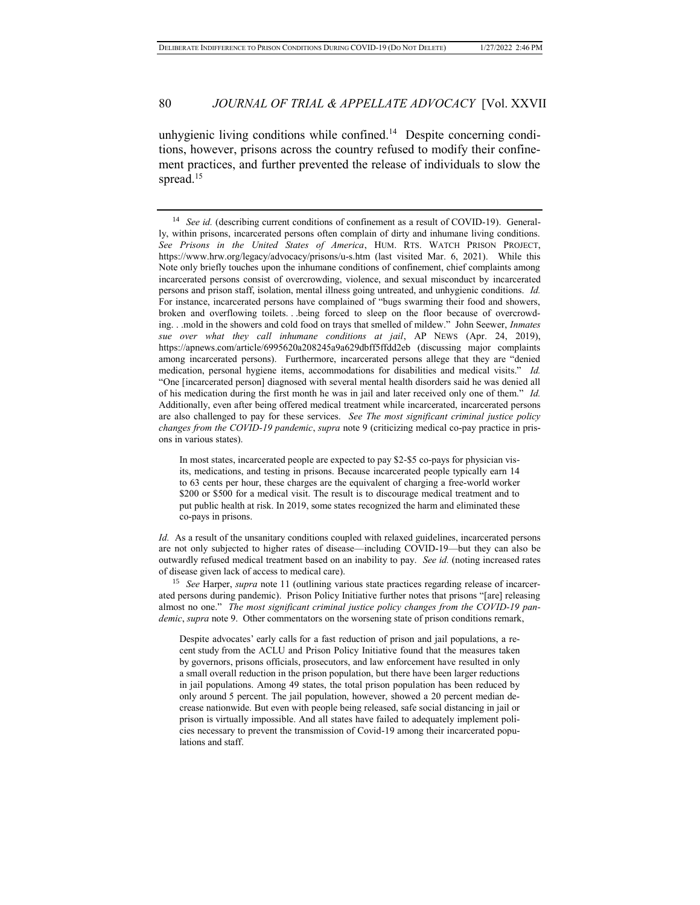unhygienic living conditions while confined.[14] Despite concerning conditions, however, prisons across the country refused to modify their confinement practices, and further prevented the release of individuals to slow the spread.[15]

---

[14] *See id.* (describing current conditions of confinement as a result of COVID-19). Generally, within prisons, incarcerated persons often complain of dirty and inhumane living conditions. *See Prisons in the United States of America*, HUM. RTS. WATCH PRISON PROJECT, https://www.hrw.org/legacy/advocacy/prisons/u-s.htm (last visited Mar. 6, 2021). While this Note only briefly touches upon the inhumane conditions of confinement, chief complaints among incarcerated persons consist of overcrowding, violence, and sexual misconduct by incarcerated persons and prison staff, isolation, mental illness going untreated, and unhygienic conditions. *Id.* For instance, incarcerated persons have complained of "bugs swarming their food and showers, broken and overflowing toilets. . .being forced to sleep on the floor because of overcrowding. . .mold in the showers and cold food on trays that smelled of mildew." John Seewer, *Inmates sue over what they call inhumane conditions at jail*, AP NEWS (Apr. 24, 2019), https://apnews.com/article/6995620a208245a9a629dbff5ffdd2eb (discussing major complaints among incarcerated persons). Furthermore, incarcerated persons allege that they are "denied medication, personal hygiene items, accommodations for disabilities and medical visits." *Id.* "One [incarcerated person] diagnosed with several mental health disorders said he was denied all of his medication during the first month he was in jail and later received only one of them." *Id.* Additionally, even after being offered medical treatment while incarcerated, incarcerated persons are also challenged to pay for these services. *See The most significant criminal justice policy changes from the COVID-19 pandemic*, *supra* note 9 (criticizing medical co-pay practice in prisons in various states).

> In most states, incarcerated people are expected to pay $2-$5 co-pays for physician visits, medications, and testing in prisons. Because incarcerated people typically earn 14 to 63 cents per hour, these charges are the equivalent of charging a free-world worker $200 or $500 for a medical visit. The result is to discourage medical treatment and to put public health at risk. In 2019, some states recognized the harm and eliminated these co-pays in prisons.

*Id.* As a result of the unsanitary conditions coupled with relaxed guidelines, incarcerated persons are not only subjected to higher rates of disease—including COVID-19—but they can also be outwardly refused medical treatment based on an inability to pay. *See id.* (noting increased rates of disease given lack of access to medical care).

[15] *See* Harper, *supra* note 11 (outlining various state practices regarding release of incarcerated persons during pandemic). Prison Policy Initiative further notes that prisons "[are] releasing almost no one." *The most significant criminal justice policy changes from the COVID-19 pandemic*, *supra* note 9. Other commentators on the worsening state of prison conditions remark,

> Despite advocates' early calls for a fast reduction of prison and jail populations, a recent study from the ACLU and Prison Policy Initiative found that the measures taken by governors, prisons officials, prosecutors, and law enforcement have resulted in only a small overall reduction in the prison population, but there have been larger reductions in jail populations. Among 49 states, the total prison population has been reduced by only around 5 percent. The jail population, however, showed a 20 percent median decrease nationwide. But even with people being released, safe social distancing in jail or prison is virtually impossible. And all states have failed to adequately implement policies necessary to prevent the transmission of Covid-19 among their incarcerated populations and staff.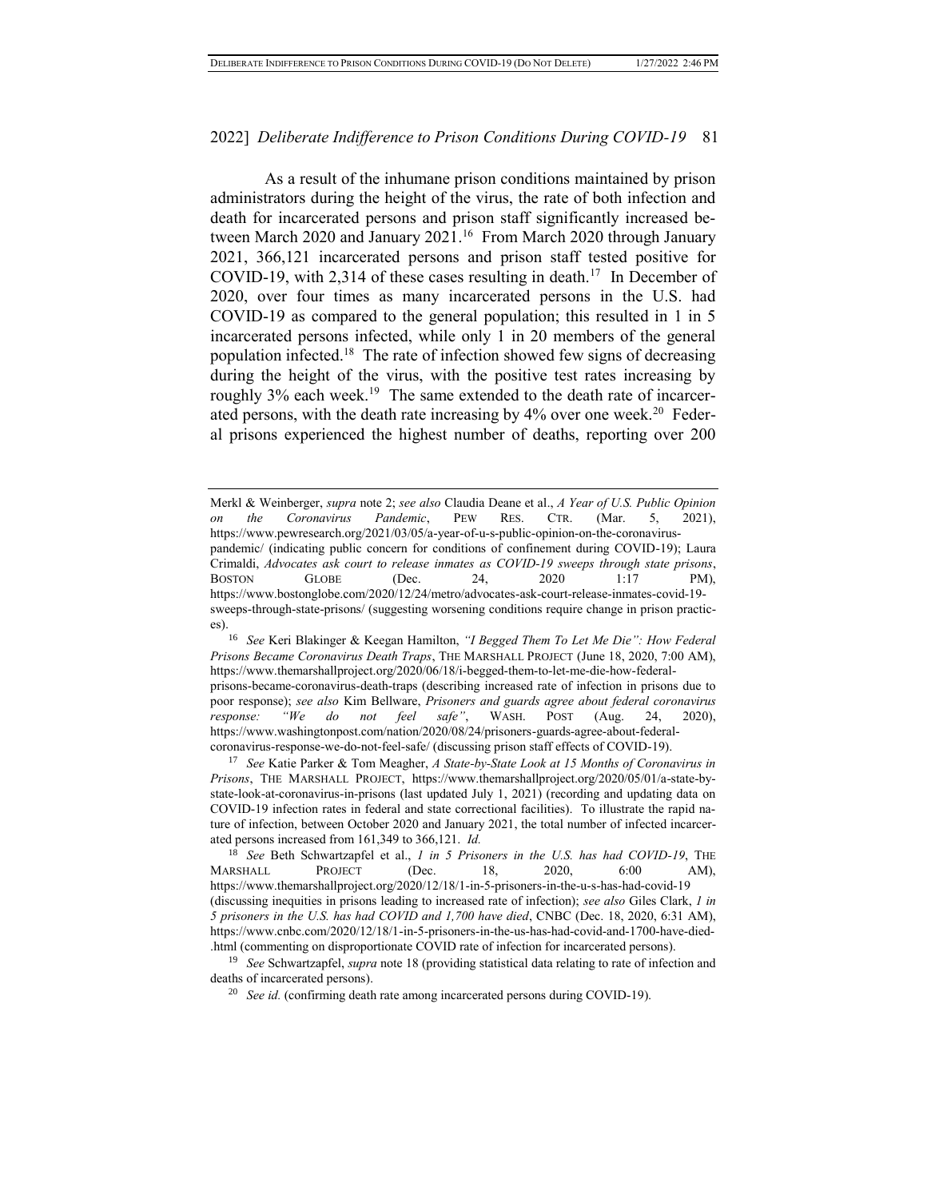As a result of the inhumane prison conditions maintained by prison administrators during the height of the virus, the rate of both infection and death for incarcerated persons and prison staff significantly increased between March 2020 and January 2021.[16] From March 2020 through January 2021, 366,121 incarcerated persons and prison staff tested positive for COVID-19, with 2,314 of these cases resulting in death.[17] In December of 2020, over four times as many incarcerated persons in the U.S. had COVID-19 as compared to the general population; this resulted in 1 in 5 incarcerated persons infected, while only 1 in 20 members of the general population infected.[18] The rate of infection showed few signs of decreasing during the height of the virus, with the positive test rates increasing by roughly 3% each week.[19] The same extended to the death rate of incarcerated persons, with the death rate increasing by 4% over one week.[20] Federal prisons experienced the highest number of deaths, reporting over 200

---

Merkl & Weinberger, *supra* note 2; *see also* Claudia Deane et al., *A Year of U.S. Public Opinion on the Coronavirus Pandemic*, PEW RES. CTR. (Mar. 5, 2021), https://www.pewresearch.org/2021/03/05/a-year-of-u-s-public-opinion-on-the-coronavirus-pandemic/ (indicating public concern for conditions of confinement during COVID-19); Laura Crimaldi, *Advocates ask court to release inmates as COVID-19 sweeps through state prisons*, BOSTON GLOBE (Dec. 24, 2020 1:17 PM), https://www.bostonglobe.com/2020/12/24/metro/advocates-ask-court-release-inmates-covid-19-sweeps-through-state-prisons/ (suggesting worsening conditions require change in prison practices).

[16] *See* Keri Blakinger & Keegan Hamilton, *"I Begged Them To Let Me Die": How Federal Prisons Became Coronavirus Death Traps*, THE MARSHALL PROJECT (June 18, 2020, 7:00 AM), https://www.themarshallproject.org/2020/06/18/i-begged-them-to-let-me-die-how-federal-prisons-became-coronavirus-death-traps (describing increased rate of infection in prisons due to poor response); *see also* Kim Bellware, *Prisoners and guards agree about federal coronavirus response: "We do not feel safe"*, WASH. POST (Aug. 24, 2020), https://www.washingtonpost.com/nation/2020/08/24/prisoners-guards-agree-about-federal-coronavirus-response-we-do-not-feel-safe/ (discussing prison staff effects of COVID-19).

[17] *See* Katie Parker & Tom Meagher, *A State-by-State Look at 15 Months of Coronavirus in Prisons*, THE MARSHALL PROJECT, https://www.themarshallproject.org/2020/05/01/a-state-by-state-look-at-coronavirus-in-prisons (last updated July 1, 2021) (recording and updating data on COVID-19 infection rates in federal and state correctional facilities). To illustrate the rapid nature of infection, between October 2020 and January 2021, the total number of infected incarcerated persons increased from 161,349 to 366,121. *Id.*

[18] *See* Beth Schwartzapfel et al., *1 in 5 Prisoners in the U.S. has had COVID-19*, THE MARSHALL PROJECT (Dec. 18, 2020, 6:00 AM), https://www.themarshallproject.org/2020/12/18/1-in-5-prisoners-in-the-u-s-has-had-covid-19 (discussing inequities in prisons leading to increased rate of infection); *see also* Giles Clark, *1 in 5 prisoners in the U.S. has had COVID and 1,700 have died*, CNBC (Dec. 18, 2020, 6:31 AM), https://www.cnbc.com/2020/12/18/1-in-5-prisoners-in-the-us-has-had-covid-and-1700-have-died-.html (commenting on disproportionate COVID rate of infection for incarcerated persons).

[19] *See* Schwartzapfel, *supra* note 18 (providing statistical data relating to rate of infection and deaths of incarcerated persons).

[20] *See id.* (confirming death rate among incarcerated persons during COVID-19).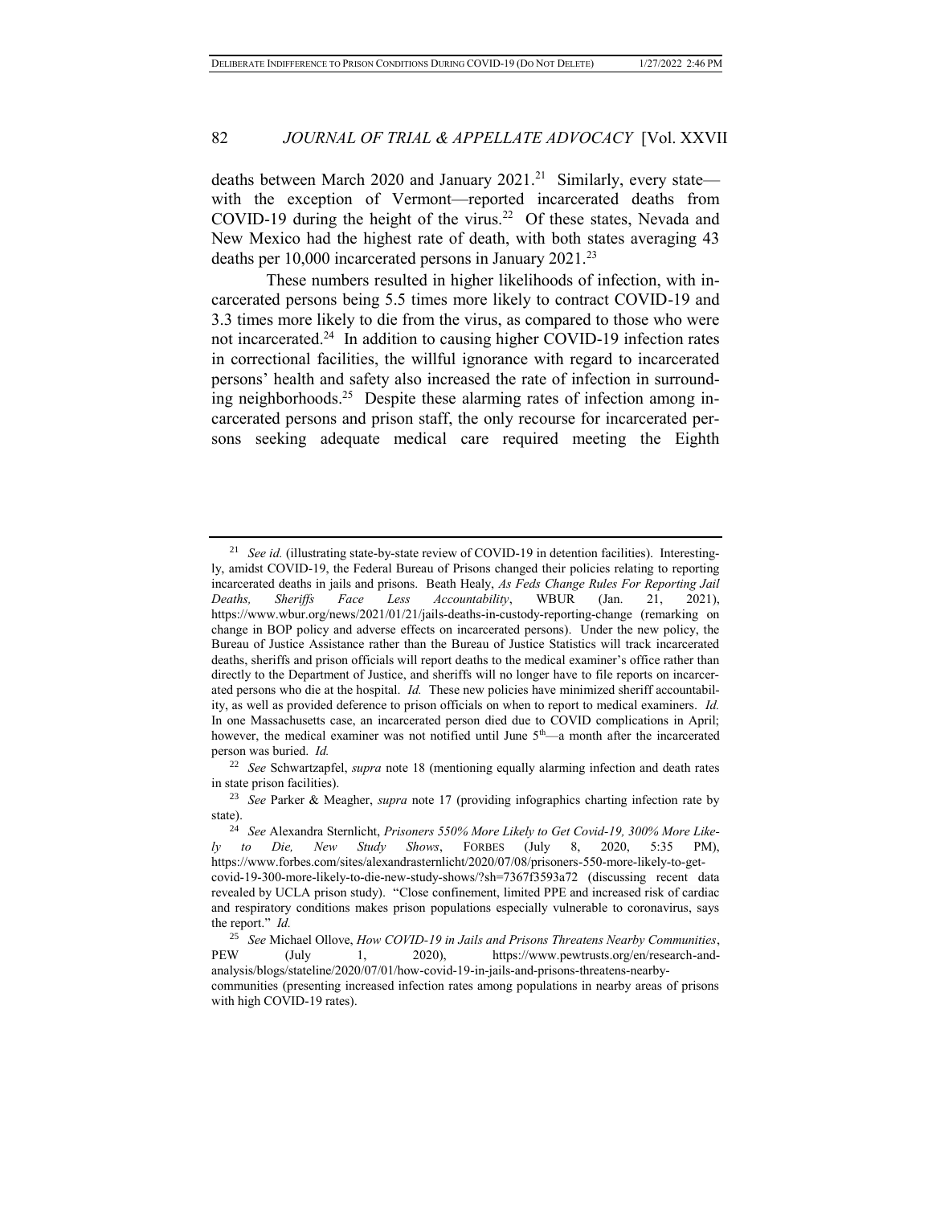deaths between March 2020 and January 2021.[21] Similarly, every state—with the exception of Vermont—reported incarcerated deaths from COVID-19 during the height of the virus.[22] Of these states, Nevada and New Mexico had the highest rate of death, with both states averaging 43 deaths per 10,000 incarcerated persons in January 2021.[23]

These numbers resulted in higher likelihoods of infection, with incarcerated persons being 5.5 times more likely to contract COVID-19 and 3.3 times more likely to die from the virus, as compared to those who were not incarcerated.[24] In addition to causing higher COVID-19 infection rates in correctional facilities, the willful ignorance with regard to incarcerated persons' health and safety also increased the rate of infection in surrounding neighborhoods.[25] Despite these alarming rates of infection among incarcerated persons and prison staff, the only recourse for incarcerated persons seeking adequate medical care required meeting the Eighth

---

[21] *See id.* (illustrating state-by-state review of COVID-19 in detention facilities). Interestingly, amidst COVID-19, the Federal Bureau of Prisons changed their policies relating to reporting incarcerated deaths in jails and prisons. Beath Healy, *As Feds Change Rules For Reporting Jail Deaths, Sheriffs Face Less Accountability*, WBUR (Jan. 21, 2021), https://www.wbur.org/news/2021/01/21/jails-deaths-in-custody-reporting-change (remarking on change in BOP policy and adverse effects on incarcerated persons). Under the new policy, the Bureau of Justice Assistance rather than the Bureau of Justice Statistics will track incarcerated deaths, sheriffs and prison officials will report deaths to the medical examiner's office rather than directly to the Department of Justice, and sheriffs will no longer have to file reports on incarcerated persons who die at the hospital. *Id.* These new policies have minimized sheriff accountability, as well as provided deference to prison officials on when to report to medical examiners. *Id.* In one Massachusetts case, an incarcerated person died due to COVID complications in April; however, the medical examiner was not notified until June 5th—a month after the incarcerated person was buried. *Id.*

[22] *See* Schwartzapfel, *supra* note 18 (mentioning equally alarming infection and death rates in state prison facilities).

[23] *See* Parker & Meagher, *supra* note 17 (providing infographics charting infection rate by state).

[24] *See* Alexandra Sternlicht, *Prisoners 550% More Likely to Get Covid-19, 300% More Likely to Die, New Study Shows*, FORBES (July 8, 2020, 5:35 PM), https://www.forbes.com/sites/alexandrasternlicht/2020/07/08/prisoners-550-more-likely-to-get-covid-19-300-more-likely-to-die-new-study-shows/?sh=7367f3593a72 (discussing recent data revealed by UCLA prison study). "Close confinement, limited PPE and increased risk of cardiac and respiratory conditions makes prison populations especially vulnerable to coronavirus, says the report." *Id.*

[25] *See* Michael Ollove, *How COVID-19 in Jails and Prisons Threatens Nearby Communities*, PEW (July 1, 2020), https://www.pewtrusts.org/en/research-and-analysis/blogs/stateline/2020/07/01/how-covid-19-in-jails-and-prisons-threatens-nearby-communities (presenting increased infection rates among populations in nearby areas of prisons with high COVID-19 rates).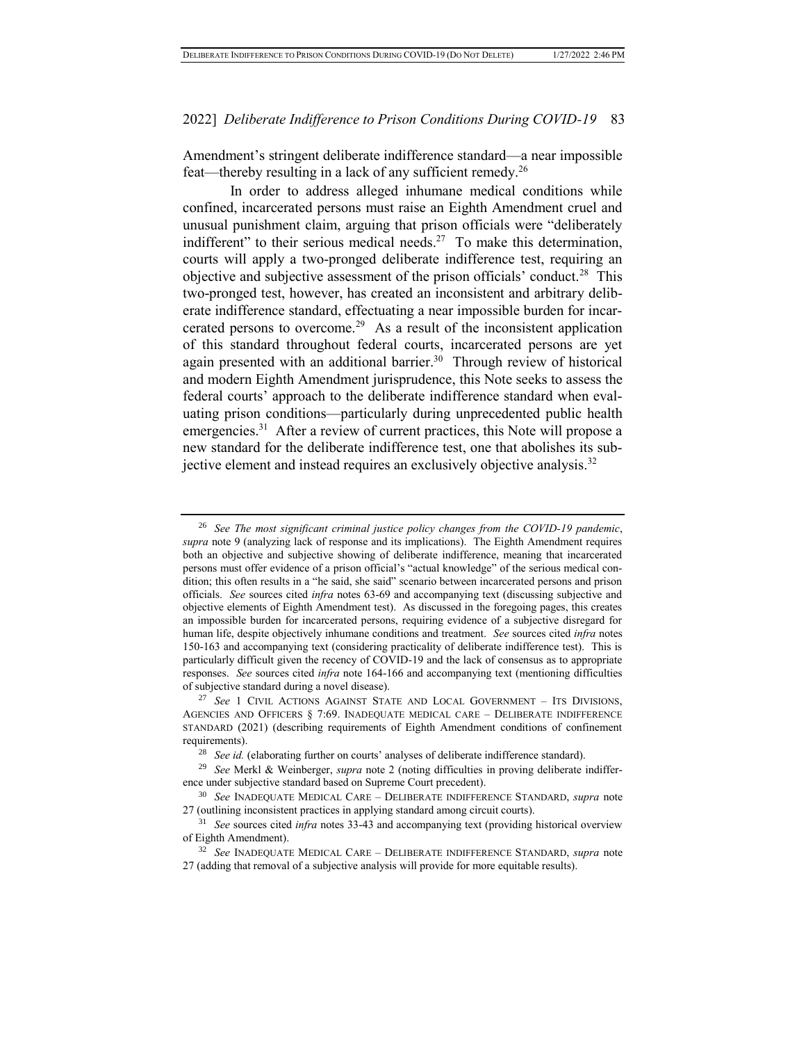Amendment's stringent deliberate indifference standard—a near impossible feat—thereby resulting in a lack of any sufficient remedy.[26]

In order to address alleged inhumane medical conditions while confined, incarcerated persons must raise an Eighth Amendment cruel and unusual punishment claim, arguing that prison officials were "deliberately indifferent" to their serious medical needs.[27] To make this determination, courts will apply a two-pronged deliberate indifference test, requiring an objective and subjective assessment of the prison officials' conduct.[28] This two-pronged test, however, has created an inconsistent and arbitrary deliberate indifference standard, effectuating a near impossible burden for incarcerated persons to overcome.[29] As a result of the inconsistent application of this standard throughout federal courts, incarcerated persons are yet again presented with an additional barrier.[30] Through review of historical and modern Eighth Amendment jurisprudence, this Note seeks to assess the federal courts' approach to the deliberate indifference standard when evaluating prison conditions—particularly during unprecedented public health emergencies.[31] After a review of current practices, this Note will propose a new standard for the deliberate indifference test, one that abolishes its subjective element and instead requires an exclusively objective analysis.[32]

---

[26] *See The most significant criminal justice policy changes from the COVID-19 pandemic*, *supra* note 9 (analyzing lack of response and its implications). The Eighth Amendment requires both an objective and subjective showing of deliberate indifference, meaning that incarcerated persons must offer evidence of a prison official's "actual knowledge" of the serious medical condition; this often results in a "he said, she said" scenario between incarcerated persons and prison officials. *See* sources cited *infra* notes 63-69 and accompanying text (discussing subjective and objective elements of Eighth Amendment test). As discussed in the foregoing pages, this creates an impossible burden for incarcerated persons, requiring evidence of a subjective disregard for human life, despite objectively inhumane conditions and treatment. *See* sources cited *infra* notes 150-163 and accompanying text (considering practicality of deliberate indifference test). This is particularly difficult given the recency of COVID-19 and the lack of consensus as to appropriate responses. *See* sources cited *infra* note 164-166 and accompanying text (mentioning difficulties of subjective standard during a novel disease).

[27] *See* 1 CIVIL ACTIONS AGAINST STATE AND LOCAL GOVERNMENT – ITS DIVISIONS, AGENCIES AND OFFICERS § 7:69. INADEQUATE MEDICAL CARE – DELIBERATE INDIFFERENCE STANDARD (2021) (describing requirements of Eighth Amendment conditions of confinement requirements).

[28] *See id.* (elaborating further on courts' analyses of deliberate indifference standard).

[29] *See* Merkl & Weinberger, *supra* note 2 (noting difficulties in proving deliberate indifference under subjective standard based on Supreme Court precedent).

[30] *See* INADEQUATE MEDICAL CARE – DELIBERATE INDIFFERENCE STANDARD, *supra* note 27 (outlining inconsistent practices in applying standard among circuit courts).

[31] *See* sources cited *infra* notes 33-43 and accompanying text (providing historical overview of Eighth Amendment).

[32] *See* INADEQUATE MEDICAL CARE – DELIBERATE INDIFFERENCE STANDARD, *supra* note 27 (adding that removal of a subjective analysis will provide for more equitable results).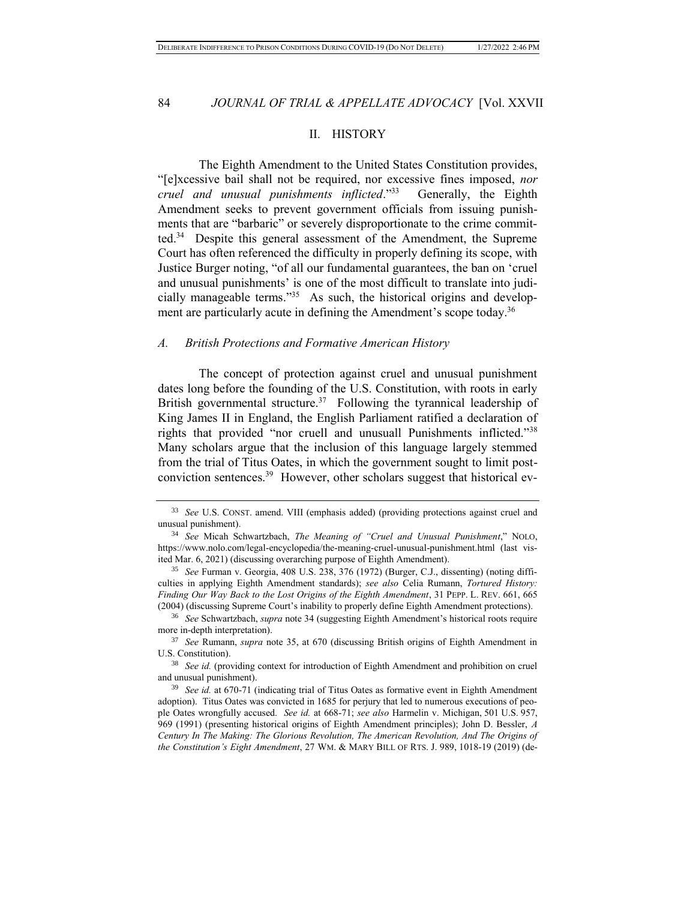## II. HISTORY

The Eighth Amendment to the United States Constitution provides, "[e]xcessive bail shall not be required, nor excessive fines imposed, *nor cruel and unusual punishments inflicted*."[33] Generally, the Eighth Amendment seeks to prevent government officials from issuing punishments that are "barbaric" or severely disproportionate to the crime committed.[34] Despite this general assessment of the Amendment, the Supreme Court has often referenced the difficulty in properly defining its scope, with Justice Burger noting, "of all our fundamental guarantees, the ban on 'cruel and unusual punishments' is one of the most difficult to translate into judicially manageable terms."[35] As such, the historical origins and development are particularly acute in defining the Amendment's scope today.[36]

### *A. British Protections and Formative American History*

The concept of protection against cruel and unusual punishment dates long before the founding of the U.S. Constitution, with roots in early British governmental structure.[37] Following the tyrannical leadership of King James II in England, the English Parliament ratified a declaration of rights that provided "nor cruell and unusuall Punishments inflicted."[38] Many scholars argue that the inclusion of this language largely stemmed from the trial of Titus Oates, in which the government sought to limit post-conviction sentences.[39] However, other scholars suggest that historical ev-

---

[33] *See* U.S. CONST. amend. VIII (emphasis added) (providing protections against cruel and unusual punishment).

[34] *See* Micah Schwartzbach, *The Meaning of "Cruel and Unusual Punishment*," NOLO, https://www.nolo.com/legal-encyclopedia/the-meaning-cruel-unusual-punishment.html (last visited Mar. 6, 2021) (discussing overarching purpose of Eighth Amendment).

[35] *See* Furman v. Georgia, 408 U.S. 238, 376 (1972) (Burger, C.J., dissenting) (noting difficulties in applying Eighth Amendment standards); *see also* Celia Rumann, *Tortured History: Finding Our Way Back to the Lost Origins of the Eighth Amendment*, 31 PEPP. L. REV. 661, 665 (2004) (discussing Supreme Court's inability to properly define Eighth Amendment protections).

[36] *See* Schwartzbach, *supra* note 34 (suggesting Eighth Amendment's historical roots require more in-depth interpretation).

[37] *See* Rumann, *supra* note 35, at 670 (discussing British origins of Eighth Amendment in U.S. Constitution).

[38] *See id.* (providing context for introduction of Eighth Amendment and prohibition on cruel and unusual punishment).

[39] *See id.* at 670-71 (indicating trial of Titus Oates as formative event in Eighth Amendment adoption). Titus Oates was convicted in 1685 for perjury that led to numerous executions of people Oates wrongfully accused. *See id.* at 668-71; *see also* Harmelin v. Michigan, 501 U.S. 957, 969 (1991) (presenting historical origins of Eighth Amendment principles); John D. Bessler, *A Century In The Making: The Glorious Revolution, The American Revolution, And The Origins of the Constitution's Eight Amendment*, 27 WM. & MARY BILL OF RTS. J. 989, 1018-19 (2019) (de-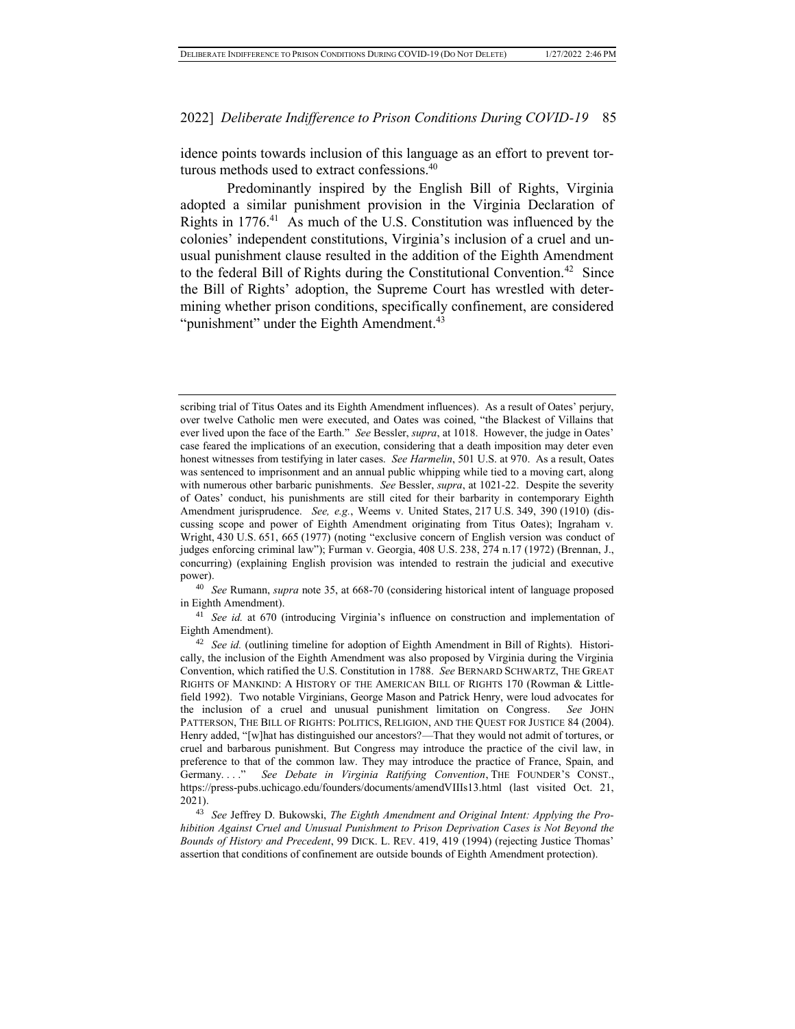idence points towards inclusion of this language as an effort to prevent torturous methods used to extract confessions.[40]

Predominantly inspired by the English Bill of Rights, Virginia adopted a similar punishment provision in the Virginia Declaration of Rights in 1776.[41] As much of the U.S. Constitution was influenced by the colonies' independent constitutions, Virginia's inclusion of a cruel and unusual punishment clause resulted in the addition of the Eighth Amendment to the federal Bill of Rights during the Constitutional Convention.[42] Since the Bill of Rights' adoption, the Supreme Court has wrestled with determining whether prison conditions, specifically confinement, are considered "punishment" under the Eighth Amendment.[43]

---

scribing trial of Titus Oates and its Eighth Amendment influences). As a result of Oates' perjury, over twelve Catholic men were executed, and Oates was coined, "the Blackest of Villains that ever lived upon the face of the Earth." *See* Bessler, *supra*, at 1018. However, the judge in Oates' case feared the implications of an execution, considering that a death imposition may deter even honest witnesses from testifying in later cases. *See Harmelin*, 501 U.S. at 970. As a result, Oates was sentenced to imprisonment and an annual public whipping while tied to a moving cart, along with numerous other barbaric punishments. *See* Bessler, *supra*, at 1021-22. Despite the severity of Oates' conduct, his punishments are still cited for their barbarity in contemporary Eighth Amendment jurisprudence. *See, e.g.*, Weems v. United States, 217 U.S. 349, 390 (1910) (discussing scope and power of Eighth Amendment originating from Titus Oates); Ingraham v. Wright, 430 U.S. 651, 665 (1977) (noting "exclusive concern of English version was conduct of judges enforcing criminal law"); Furman v. Georgia, 408 U.S. 238, 274 n.17 (1972) (Brennan, J., concurring) (explaining English provision was intended to restrain the judicial and executive power).

[40] *See* Rumann, *supra* note 35, at 668-70 (considering historical intent of language proposed in Eighth Amendment).

[41] *See id.* at 670 (introducing Virginia's influence on construction and implementation of Eighth Amendment).

[42] *See id.* (outlining timeline for adoption of Eighth Amendment in Bill of Rights). Historically, the inclusion of the Eighth Amendment was also proposed by Virginia during the Virginia Convention, which ratified the U.S. Constitution in 1788. *See* BERNARD SCHWARTZ, THE GREAT RIGHTS OF MANKIND: A HISTORY OF THE AMERICAN BILL OF RIGHTS 170 (Rowman & Littlefield 1992). Two notable Virginians, George Mason and Patrick Henry, were loud advocates for the inclusion of a cruel and unusual punishment limitation on Congress. *See* JOHN PATTERSON, THE BILL OF RIGHTS: POLITICS, RELIGION, AND THE QUEST FOR JUSTICE 84 (2004). Henry added, "[w]hat has distinguished our ancestors?—That they would not admit of tortures, or cruel and barbarous punishment. But Congress may introduce the practice of the civil law, in preference to that of the common law. They may introduce the practice of France, Spain, and Germany. . . ." *See Debate in Virginia Ratifying Convention*, THE FOUNDER'S CONST., https://press-pubs.uchicago.edu/founders/documents/amendVIIIs13.html (last visited Oct. 21, 2021).

[43] *See* Jeffrey D. Bukowski, *The Eighth Amendment and Original Intent: Applying the Prohibition Against Cruel and Unusual Punishment to Prison Deprivation Cases is Not Beyond the Bounds of History and Precedent*, 99 DICK. L. REV. 419, 419 (1994) (rejecting Justice Thomas' assertion that conditions of confinement are outside bounds of Eighth Amendment protection).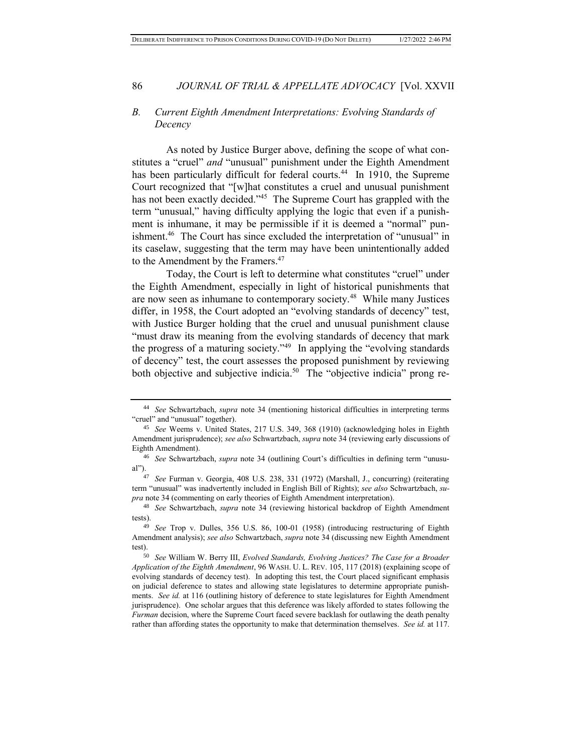### *B. Current Eighth Amendment Interpretations: Evolving Standards of Decency*

As noted by Justice Burger above, defining the scope of what constitutes a "cruel" *and* "unusual" punishment under the Eighth Amendment has been particularly difficult for federal courts.[44] In 1910, the Supreme Court recognized that "[w]hat constitutes a cruel and unusual punishment has not been exactly decided."[45] The Supreme Court has grappled with the term "unusual," having difficulty applying the logic that even if a punishment is inhumane, it may be permissible if it is deemed a "normal" punishment.[46] The Court has since excluded the interpretation of "unusual" in its caselaw, suggesting that the term may have been unintentionally added to the Amendment by the Framers.[47]

Today, the Court is left to determine what constitutes "cruel" under the Eighth Amendment, especially in light of historical punishments that are now seen as inhumane to contemporary society.[48] While many Justices differ, in 1958, the Court adopted an "evolving standards of decency" test, with Justice Burger holding that the cruel and unusual punishment clause "must draw its meaning from the evolving standards of decency that mark the progress of a maturing society."[49] In applying the "evolving standards of decency" test, the court assesses the proposed punishment by reviewing both objective and subjective indicia.[50] The "objective indicia" prong re-

---

[44] *See* Schwartzbach, *supra* note 34 (mentioning historical difficulties in interpreting terms "cruel" and "unusual" together).

[45] *See* Weems v. United States, 217 U.S. 349, 368 (1910) (acknowledging holes in Eighth Amendment jurisprudence); *see also* Schwartzbach, *supra* note 34 (reviewing early discussions of Eighth Amendment).

[46] *See* Schwartzbach, *supra* note 34 (outlining Court's difficulties in defining term "unusual").

[47] *See* Furman v. Georgia, 408 U.S. 238, 331 (1972) (Marshall, J., concurring) (reiterating term "unusual" was inadvertently included in English Bill of Rights); *see also* Schwartzbach, *supra* note 34 (commenting on early theories of Eighth Amendment interpretation).

[48] *See* Schwartzbach, *supra* note 34 (reviewing historical backdrop of Eighth Amendment tests).

[49] *See* Trop v. Dulles, 356 U.S. 86, 100-01 (1958) (introducing restructuring of Eighth Amendment analysis); *see also* Schwartzbach, *supra* note 34 (discussing new Eighth Amendment test).

[50] *See* William W. Berry III, *Evolved Standards, Evolving Justices? The Case for a Broader Application of the Eighth Amendment*, 96 WASH. U. L. REV. 105, 117 (2018) (explaining scope of evolving standards of decency test). In adopting this test, the Court placed significant emphasis on judicial deference to states and allowing state legislatures to determine appropriate punishments. *See id.* at 116 (outlining history of deference to state legislatures for Eighth Amendment jurisprudence). One scholar argues that this deference was likely afforded to states following the *Furman* decision, where the Supreme Court faced severe backlash for outlawing the death penalty rather than affording states the opportunity to make that determination themselves. *See id.* at 117.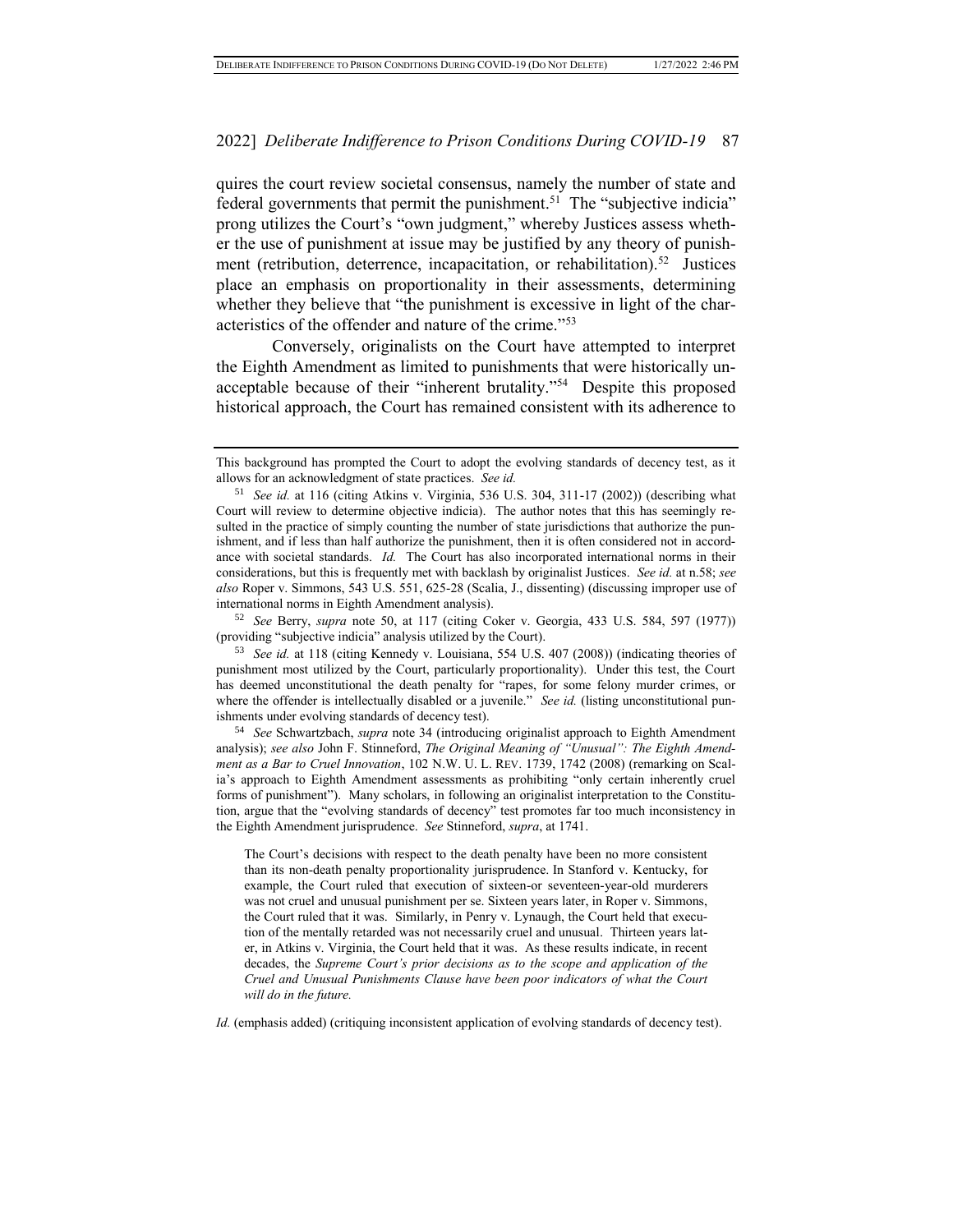quires the court review societal consensus, namely the number of state and federal governments that permit the punishment.[51] The "subjective indicia" prong utilizes the Court's "own judgment," whereby Justices assess whether the use of punishment at issue may be justified by any theory of punishment (retribution, deterrence, incapacitation, or rehabilitation).[52] Justices place an emphasis on proportionality in their assessments, determining whether they believe that "the punishment is excessive in light of the characteristics of the offender and nature of the crime."[53]

Conversely, originalists on the Court have attempted to interpret the Eighth Amendment as limited to punishments that were historically unacceptable because of their "inherent brutality."[54] Despite this proposed historical approach, the Court has remained consistent with its adherence to

---

This background has prompted the Court to adopt the evolving standards of decency test, as it allows for an acknowledgment of state practices. *See id.*

[51] *See id.* at 116 (citing Atkins v. Virginia, 536 U.S. 304, 311-17 (2002)) (describing what Court will review to determine objective indicia). The author notes that this has seemingly resulted in the practice of simply counting the number of state jurisdictions that authorize the punishment, and if less than half authorize the punishment, then it is often considered not in accordance with societal standards. *Id.* The Court has also incorporated international norms in their considerations, but this is frequently met with backlash by originalist Justices. *See id.* at n.58; *see also* Roper v. Simmons, 543 U.S. 551, 625-28 (Scalia, J., dissenting) (discussing improper use of international norms in Eighth Amendment analysis).

[52] *See* Berry, *supra* note 50, at 117 (citing Coker v. Georgia, 433 U.S. 584, 597 (1977)) (providing "subjective indicia" analysis utilized by the Court).

[53] *See id.* at 118 (citing Kennedy v. Louisiana, 554 U.S. 407 (2008)) (indicating theories of punishment most utilized by the Court, particularly proportionality). Under this test, the Court has deemed unconstitutional the death penalty for "rapes, for some felony murder crimes, or where the offender is intellectually disabled or a juvenile." *See id.* (listing unconstitutional punishments under evolving standards of decency test).

[54] *See* Schwartzbach, *supra* note 34 (introducing originalist approach to Eighth Amendment analysis); *see also* John F. Stinneford, *The Original Meaning of "Unusual": The Eighth Amendment as a Bar to Cruel Innovation*, 102 N.W. U. L. REV. 1739, 1742 (2008) (remarking on Scalia's approach to Eighth Amendment assessments as prohibiting "only certain inherently cruel forms of punishment"). Many scholars, in following an originalist interpretation to the Constitution, argue that the "evolving standards of decency" test promotes far too much inconsistency in the Eighth Amendment jurisprudence. *See* Stinneford, *supra*, at 1741.

> The Court's decisions with respect to the death penalty have been no more consistent than its non-death penalty proportionality jurisprudence. In Stanford v. Kentucky, for example, the Court ruled that execution of sixteen-or seventeen-year-old murderers was not cruel and unusual punishment per se. Sixteen years later, in Roper v. Simmons, the Court ruled that it was. Similarly, in Penry v. Lynaugh, the Court held that execution of the mentally retarded was not necessarily cruel and unusual. Thirteen years later, in Atkins v. Virginia, the Court held that it was. As these results indicate, in recent decades, the *Supreme Court's prior decisions as to the scope and application of the Cruel and Unusual Punishments Clause have been poor indicators of what the Court will do in the future.*

*Id.* (emphasis added) (critiquing inconsistent application of evolving standards of decency test).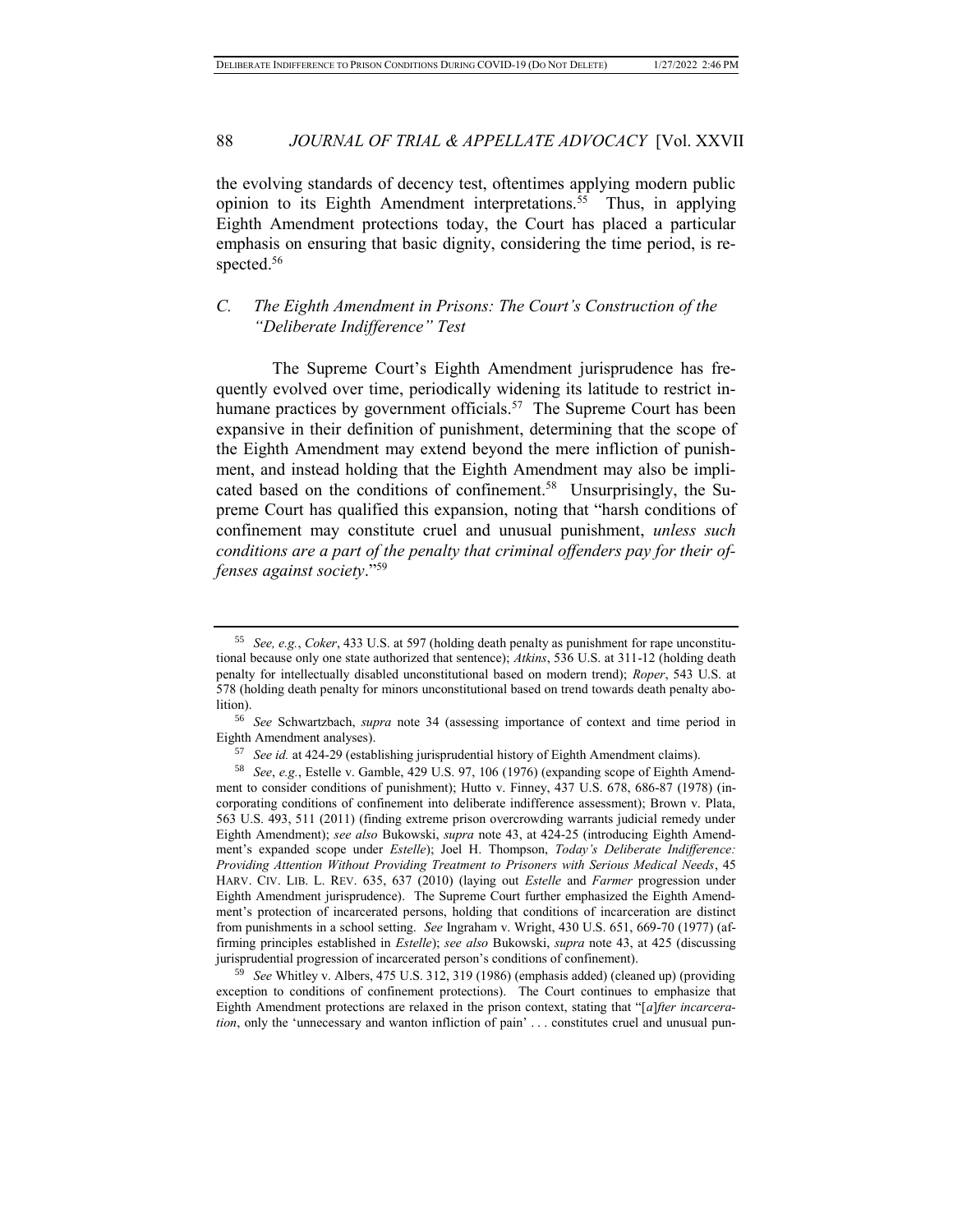the evolving standards of decency test, oftentimes applying modern public opinion to its Eighth Amendment interpretations.[55] Thus, in applying Eighth Amendment protections today, the Court has placed a particular emphasis on ensuring that basic dignity, considering the time period, is respected.[56]

### *C. The Eighth Amendment in Prisons: The Court's Construction of the "Deliberate Indifference" Test*

The Supreme Court's Eighth Amendment jurisprudence has frequently evolved over time, periodically widening its latitude to restrict inhumane practices by government officials.[57] The Supreme Court has been expansive in their definition of punishment, determining that the scope of the Eighth Amendment may extend beyond the mere infliction of punishment, and instead holding that the Eighth Amendment may also be implicated based on the conditions of confinement.[58] Unsurprisingly, the Supreme Court has qualified this expansion, noting that "harsh conditions of confinement may constitute cruel and unusual punishment, *unless such conditions are a part of the penalty that criminal offenders pay for their offenses against society*."[59]

---

[55] *See, e.g.*, *Coker*, 433 U.S. at 597 (holding death penalty as punishment for rape unconstitutional because only one state authorized that sentence); *Atkins*, 536 U.S. at 311-12 (holding death penalty for intellectually disabled unconstitutional based on modern trend); *Roper*, 543 U.S. at 578 (holding death penalty for minors unconstitutional based on trend towards death penalty abolition).

[56] *See* Schwartzbach, *supra* note 34 (assessing importance of context and time period in Eighth Amendment analyses).

[57] *See id.* at 424-29 (establishing jurisprudential history of Eighth Amendment claims).

[58] *See*, *e.g.*, Estelle v. Gamble, 429 U.S. 97, 106 (1976) (expanding scope of Eighth Amendment to consider conditions of punishment); Hutto v. Finney, 437 U.S. 678, 686-87 (1978) (incorporating conditions of confinement into deliberate indifference assessment); Brown v. Plata, 563 U.S. 493, 511 (2011) (finding extreme prison overcrowding warrants judicial remedy under Eighth Amendment); *see also* Bukowski, *supra* note 43, at 424-25 (introducing Eighth Amendment's expanded scope under *Estelle*); Joel H. Thompson, *Today's Deliberate Indifference: Providing Attention Without Providing Treatment to Prisoners with Serious Medical Needs*, 45 HARV. CIV. LIB. L. REV. 635, 637 (2010) (laying out *Estelle* and *Farmer* progression under Eighth Amendment jurisprudence). The Supreme Court further emphasized the Eighth Amendment's protection of incarcerated persons, holding that conditions of incarceration are distinct from punishments in a school setting. *See* Ingraham v. Wright, 430 U.S. 651, 669-70 (1977) (affirming principles established in *Estelle*); *see also* Bukowski, *supra* note 43, at 425 (discussing jurisprudential progression of incarcerated person's conditions of confinement).

[59] *See* Whitley v. Albers, 475 U.S. 312, 319 (1986) (emphasis added) (cleaned up) (providing exception to conditions of confinement protections). The Court continues to emphasize that Eighth Amendment protections are relaxed in the prison context, stating that "[*a*]*fter incarceration*, only the 'unnecessary and wanton infliction of pain' . . . constitutes cruel and unusual pun-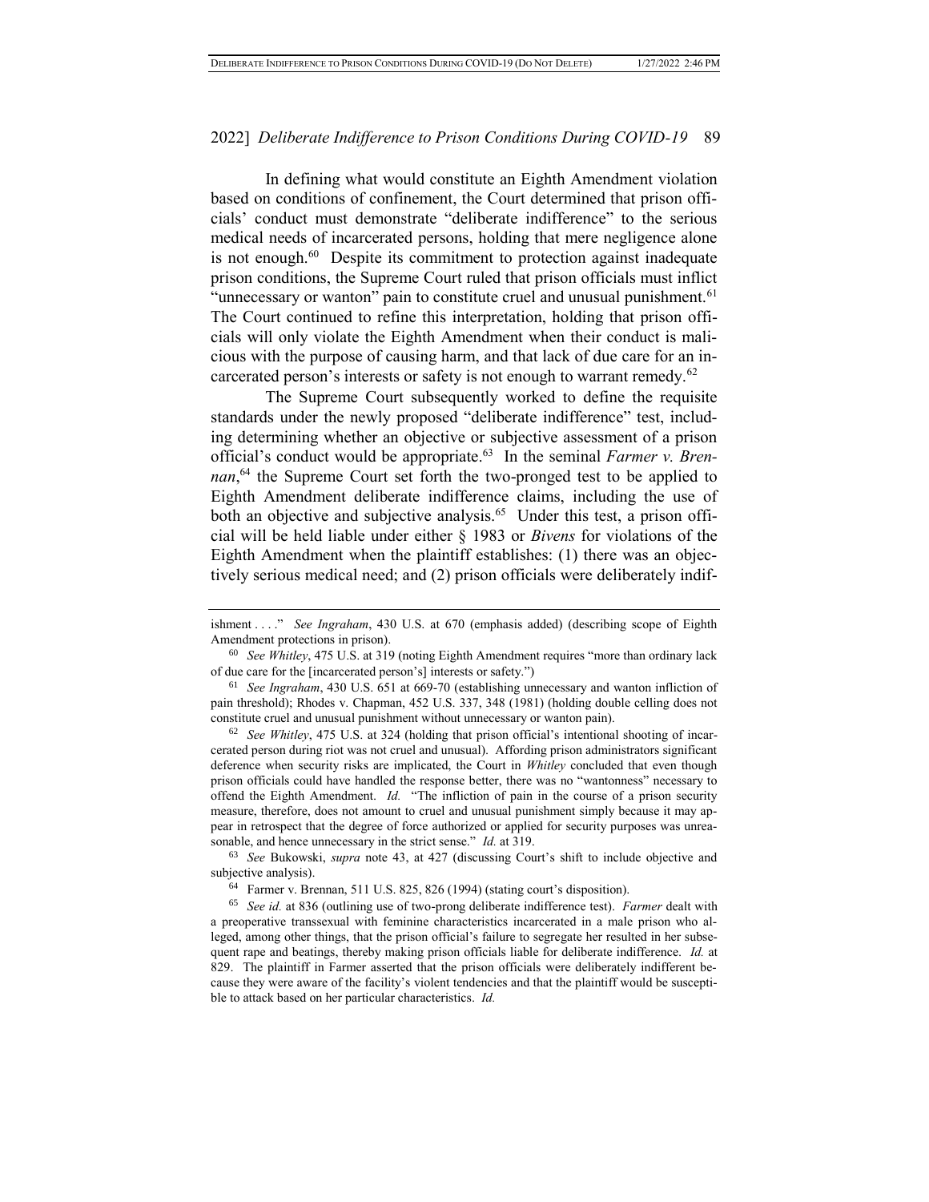In defining what would constitute an Eighth Amendment violation based on conditions of confinement, the Court determined that prison officials' conduct must demonstrate "deliberate indifference" to the serious medical needs of incarcerated persons, holding that mere negligence alone is not enough.[60] Despite its commitment to protection against inadequate prison conditions, the Supreme Court ruled that prison officials must inflict "unnecessary or wanton" pain to constitute cruel and unusual punishment.[61] The Court continued to refine this interpretation, holding that prison officials will only violate the Eighth Amendment when their conduct is malicious with the purpose of causing harm, and that lack of due care for an incarcerated person's interests or safety is not enough to warrant remedy.[62]

The Supreme Court subsequently worked to define the requisite standards under the newly proposed "deliberate indifference" test, including determining whether an objective or subjective assessment of a prison official's conduct would be appropriate.[63] In the seminal *Farmer v. Brennan*,[64] the Supreme Court set forth the two-pronged test to be applied to Eighth Amendment deliberate indifference claims, including the use of both an objective and subjective analysis.[65] Under this test, a prison official will be held liable under either § 1983 or *Bivens* for violations of the Eighth Amendment when the plaintiff establishes: (1) there was an objectively serious medical need; and (2) prison officials were deliberately indif-

---

ishment . . . ." *See Ingraham*, 430 U.S. at 670 (emphasis added) (describing scope of Eighth Amendment protections in prison).

[60] *See Whitley*, 475 U.S. at 319 (noting Eighth Amendment requires "more than ordinary lack of due care for the [incarcerated person's] interests or safety.")

[61] *See Ingraham*, 430 U.S. 651 at 669-70 (establishing unnecessary and wanton infliction of pain threshold); Rhodes v. Chapman, 452 U.S. 337, 348 (1981) (holding double celling does not constitute cruel and unusual punishment without unnecessary or wanton pain).

[62] *See Whitley*, 475 U.S. at 324 (holding that prison official's intentional shooting of incarcerated person during riot was not cruel and unusual). Affording prison administrators significant deference when security risks are implicated, the Court in *Whitley* concluded that even though prison officials could have handled the response better, there was no "wantonness" necessary to offend the Eighth Amendment. *Id.* "The infliction of pain in the course of a prison security measure, therefore, does not amount to cruel and unusual punishment simply because it may appear in retrospect that the degree of force authorized or applied for security purposes was unreasonable, and hence unnecessary in the strict sense." *Id.* at 319.

[63] *See* Bukowski, *supra* note 43, at 427 (discussing Court's shift to include objective and subjective analysis).

[64] Farmer v. Brennan, 511 U.S. 825, 826 (1994) (stating court's disposition).

[65] *See id.* at 836 (outlining use of two-prong deliberate indifference test). *Farmer* dealt with a preoperative transsexual with feminine characteristics incarcerated in a male prison who alleged, among other things, that the prison official's failure to segregate her resulted in her subsequent rape and beatings, thereby making prison officials liable for deliberate indifference. *Id.* at 829. The plaintiff in Farmer asserted that the prison officials were deliberately indifferent because they were aware of the facility's violent tendencies and that the plaintiff would be susceptible to attack based on her particular characteristics. *Id.*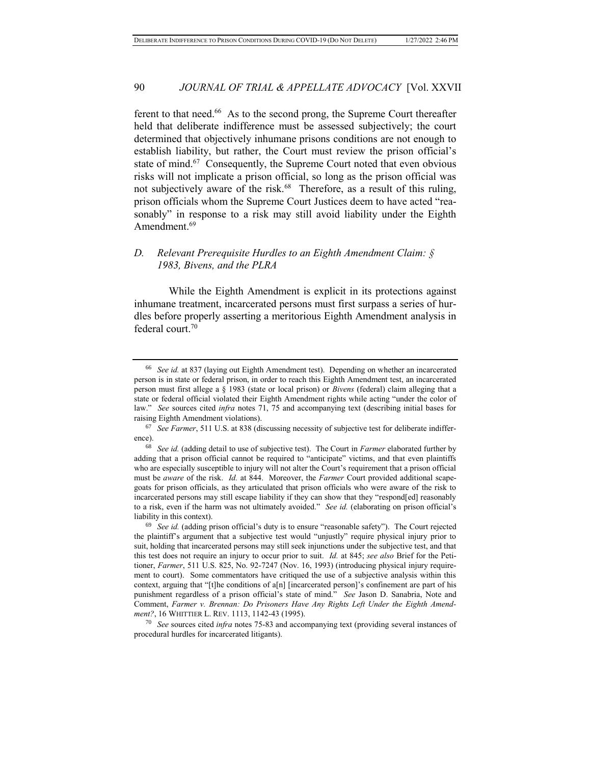ferent to that need.[66] As to the second prong, the Supreme Court thereafter held that deliberate indifference must be assessed subjectively; the court determined that objectively inhumane prisons conditions are not enough to establish liability, but rather, the Court must review the prison official's state of mind.[67] Consequently, the Supreme Court noted that even obvious risks will not implicate a prison official, so long as the prison official was not subjectively aware of the risk.[68] Therefore, as a result of this ruling, prison officials whom the Supreme Court Justices deem to have acted "reasonably" in response to a risk may still avoid liability under the Eighth Amendment.[69]

### *D. Relevant Prerequisite Hurdles to an Eighth Amendment Claim: § 1983, Bivens, and the PLRA*

While the Eighth Amendment is explicit in its protections against inhumane treatment, incarcerated persons must first surpass a series of hurdles before properly asserting a meritorious Eighth Amendment analysis in federal court.[70]

---

[66] *See id.* at 837 (laying out Eighth Amendment test). Depending on whether an incarcerated person is in state or federal prison, in order to reach this Eighth Amendment test, an incarcerated person must first allege a § 1983 (state or local prison) or *Bivens* (federal) claim alleging that a state or federal official violated their Eighth Amendment rights while acting "under the color of law." *See* sources cited *infra* notes 71, 75 and accompanying text (describing initial bases for raising Eighth Amendment violations).

[67] *See Farmer*, 511 U.S. at 838 (discussing necessity of subjective test for deliberate indifference).

[68] *See id.* (adding detail to use of subjective test). The Court in *Farmer* elaborated further by adding that a prison official cannot be required to "anticipate" victims, and that even plaintiffs who are especially susceptible to injury will not alter the Court's requirement that a prison official must be *aware* of the risk. *Id.* at 844. Moreover, the *Farmer* Court provided additional scapegoats for prison officials, as they articulated that prison officials who were aware of the risk to incarcerated persons may still escape liability if they can show that they "respond[ed] reasonably to a risk, even if the harm was not ultimately avoided." *See id.* (elaborating on prison official's liability in this context).

[69] *See id.* (adding prison official's duty is to ensure "reasonable safety"). The Court rejected the plaintiff's argument that a subjective test would "unjustly" require physical injury prior to suit, holding that incarcerated persons may still seek injunctions under the subjective test, and that this test does not require an injury to occur prior to suit. *Id.* at 845; *see also* Brief for the Petitioner, *Farmer*, 511 U.S. 825, No. 92-7247 (Nov. 16, 1993) (introducing physical injury requirement to court). Some commentators have critiqued the use of a subjective analysis within this context, arguing that "[t]he conditions of a[n] [incarcerated person]'s confinement are part of his punishment regardless of a prison official's state of mind." *See* Jason D. Sanabria, Note and Comment, *Farmer v. Brennan: Do Prisoners Have Any Rights Left Under the Eighth Amendment?*, 16 WHITTIER L. REV. 1113, 1142-43 (1995).

[70] *See* sources cited *infra* notes 75-83 and accompanying text (providing several instances of procedural hurdles for incarcerated litigants).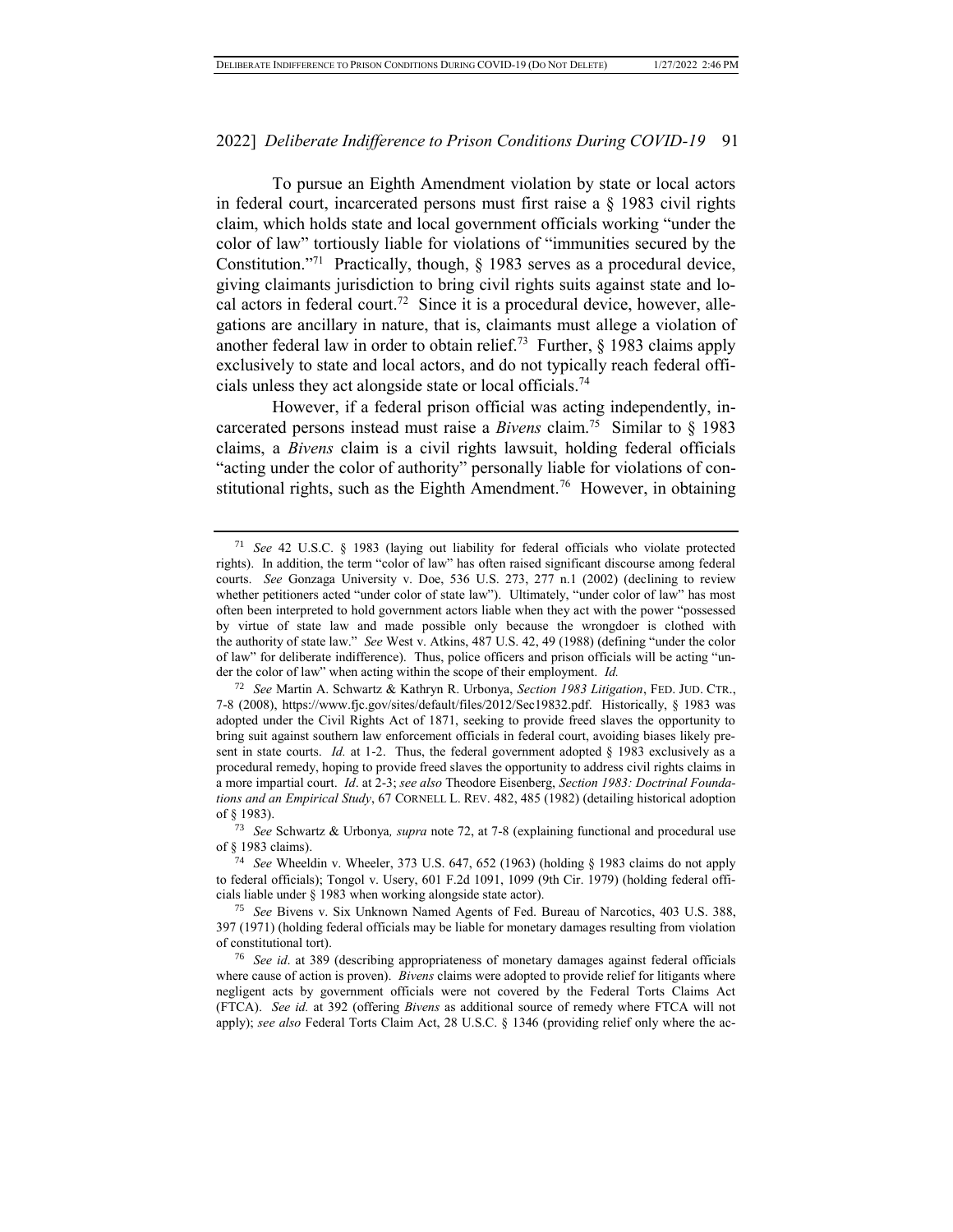To pursue an Eighth Amendment violation by state or local actors in federal court, incarcerated persons must first raise a § 1983 civil rights claim, which holds state and local government officials working "under the color of law" tortiously liable for violations of "immunities secured by the Constitution."[71] Practically, though, § 1983 serves as a procedural device, giving claimants jurisdiction to bring civil rights suits against state and local actors in federal court.[72] Since it is a procedural device, however, allegations are ancillary in nature, that is, claimants must allege a violation of another federal law in order to obtain relief.[73] Further, § 1983 claims apply exclusively to state and local actors, and do not typically reach federal officials unless they act alongside state or local officials.[74]

However, if a federal prison official was acting independently, incarcerated persons instead must raise a *Bivens* claim.[75] Similar to § 1983 claims, a *Bivens* claim is a civil rights lawsuit, holding federal officials "acting under the color of authority" personally liable for violations of constitutional rights, such as the Eighth Amendment.[76] However, in obtaining

---

[71] *See* 42 U.S.C. § 1983 (laying out liability for federal officials who violate protected rights). In addition, the term "color of law" has often raised significant discourse among federal courts. *See* Gonzaga University v. Doe, 536 U.S. 273, 277 n.1 (2002) (declining to review whether petitioners acted "under color of state law"). Ultimately, "under color of law" has most often been interpreted to hold government actors liable when they act with the power "possessed by virtue of state law and made possible only because the wrongdoer is clothed with the authority of state law." *See* West v. Atkins, 487 U.S. 42, 49 (1988) (defining "under the color of law" for deliberate indifference). Thus, police officers and prison officials will be acting "under the color of law" when acting within the scope of their employment. *Id.*

[72] *See* Martin A. Schwartz & Kathryn R. Urbonya, *Section 1983 Litigation*, FED. JUD. CTR., 7-8 (2008), https://www.fjc.gov/sites/default/files/2012/Sec19832.pdf. Historically, § 1983 was adopted under the Civil Rights Act of 1871, seeking to provide freed slaves the opportunity to bring suit against southern law enforcement officials in federal court, avoiding biases likely present in state courts. *Id.* at 1-2. Thus, the federal government adopted § 1983 exclusively as a procedural remedy, hoping to provide freed slaves the opportunity to address civil rights claims in a more impartial court. *Id*. at 2-3; *see also* Theodore Eisenberg, *Section 1983: Doctrinal Foundations and an Empirical Study*, 67 CORNELL L. REV. 482, 485 (1982) (detailing historical adoption of § 1983).

[73] *See* Schwartz & Urbonya*, supra* note 72, at 7-8 (explaining functional and procedural use of § 1983 claims).

[74] *See* Wheeldin v. Wheeler, 373 U.S. 647, 652 (1963) (holding § 1983 claims do not apply to federal officials); Tongol v. Usery, 601 F.2d 1091, 1099 (9th Cir. 1979) (holding federal officials liable under § 1983 when working alongside state actor).

[75] *See* Bivens v. Six Unknown Named Agents of Fed. Bureau of Narcotics, 403 U.S. 388, 397 (1971) (holding federal officials may be liable for monetary damages resulting from violation of constitutional tort).

[76] *See id*. at 389 (describing appropriateness of monetary damages against federal officials where cause of action is proven). *Bivens* claims were adopted to provide relief for litigants where negligent acts by government officials were not covered by the Federal Torts Claims Act (FTCA). *See id.* at 392 (offering *Bivens* as additional source of remedy where FTCA will not apply); *see also* Federal Torts Claim Act, 28 U.S.C. § 1346 (providing relief only where the ac-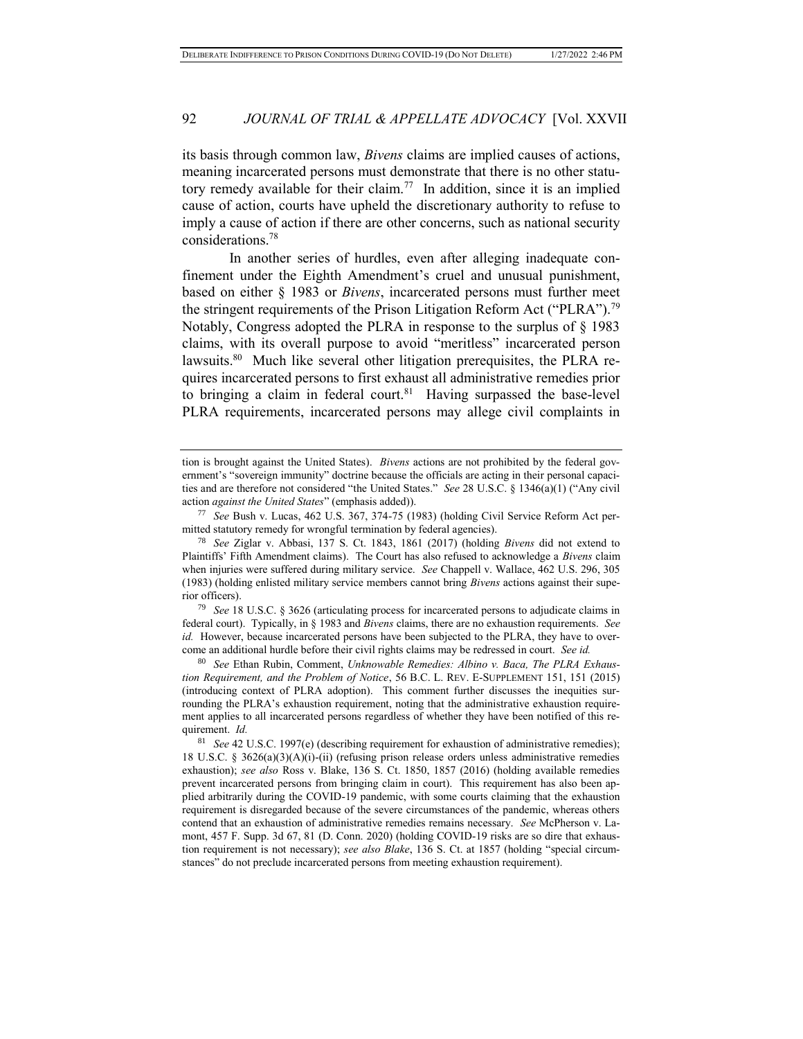its basis through common law, *Bivens* claims are implied causes of actions, meaning incarcerated persons must demonstrate that there is no other statutory remedy available for their claim.[77] In addition, since it is an implied cause of action, courts have upheld the discretionary authority to refuse to imply a cause of action if there are other concerns, such as national security considerations.[78]

In another series of hurdles, even after alleging inadequate confinement under the Eighth Amendment's cruel and unusual punishment, based on either § 1983 or *Bivens*, incarcerated persons must further meet the stringent requirements of the Prison Litigation Reform Act ("PLRA").[79] Notably, Congress adopted the PLRA in response to the surplus of § 1983 claims, with its overall purpose to avoid "meritless" incarcerated person lawsuits.[80] Much like several other litigation prerequisites, the PLRA requires incarcerated persons to first exhaust all administrative remedies prior to bringing a claim in federal court.[81] Having surpassed the base-level PLRA requirements, incarcerated persons may allege civil complaints in

---

tion is brought against the United States). *Bivens* actions are not prohibited by the federal government's "sovereign immunity" doctrine because the officials are acting in their personal capacities and are therefore not considered "the United States." *See* 28 U.S.C. § 1346(a)(1) ("Any civil action *against the United States*" (emphasis added)).

[77] *See* Bush v. Lucas, 462 U.S. 367, 374-75 (1983) (holding Civil Service Reform Act permitted statutory remedy for wrongful termination by federal agencies).

[78] *See* Ziglar v. Abbasi, 137 S. Ct. 1843, 1861 (2017) (holding *Bivens* did not extend to Plaintiffs' Fifth Amendment claims). The Court has also refused to acknowledge a *Bivens* claim when injuries were suffered during military service. *See* Chappell v. Wallace, 462 U.S. 296, 305 (1983) (holding enlisted military service members cannot bring *Bivens* actions against their superior officers).

[79] *See* 18 U.S.C. § 3626 (articulating process for incarcerated persons to adjudicate claims in federal court). Typically, in § 1983 and *Bivens* claims, there are no exhaustion requirements. *See id.* However, because incarcerated persons have been subjected to the PLRA, they have to overcome an additional hurdle before their civil rights claims may be redressed in court. *See id.*

[80] *See* Ethan Rubin, Comment, *Unknowable Remedies: Albino v. Baca, The PLRA Exhaustion Requirement, and the Problem of Notice*, 56 B.C. L. REV. E-SUPPLEMENT 151, 151 (2015) (introducing context of PLRA adoption). This comment further discusses the inequities surrounding the PLRA's exhaustion requirement, noting that the administrative exhaustion requirement applies to all incarcerated persons regardless of whether they have been notified of this requirement. *Id.*

[81] *See* 42 U.S.C. 1997(e) (describing requirement for exhaustion of administrative remedies); 18 U.S.C. § 3626(a)(3)(A)(i)-(ii) (refusing prison release orders unless administrative remedies exhaustion); *see also* Ross v. Blake, 136 S. Ct. 1850, 1857 (2016) (holding available remedies prevent incarcerated persons from bringing claim in court). This requirement has also been applied arbitrarily during the COVID-19 pandemic, with some courts claiming that the exhaustion requirement is disregarded because of the severe circumstances of the pandemic, whereas others contend that an exhaustion of administrative remedies remains necessary. *See* McPherson v. Lamont, 457 F. Supp. 3d 67, 81 (D. Conn. 2020) (holding COVID-19 risks are so dire that exhaustion requirement is not necessary); *see also Blake*, 136 S. Ct. at 1857 (holding "special circumstances" do not preclude incarcerated persons from meeting exhaustion requirement).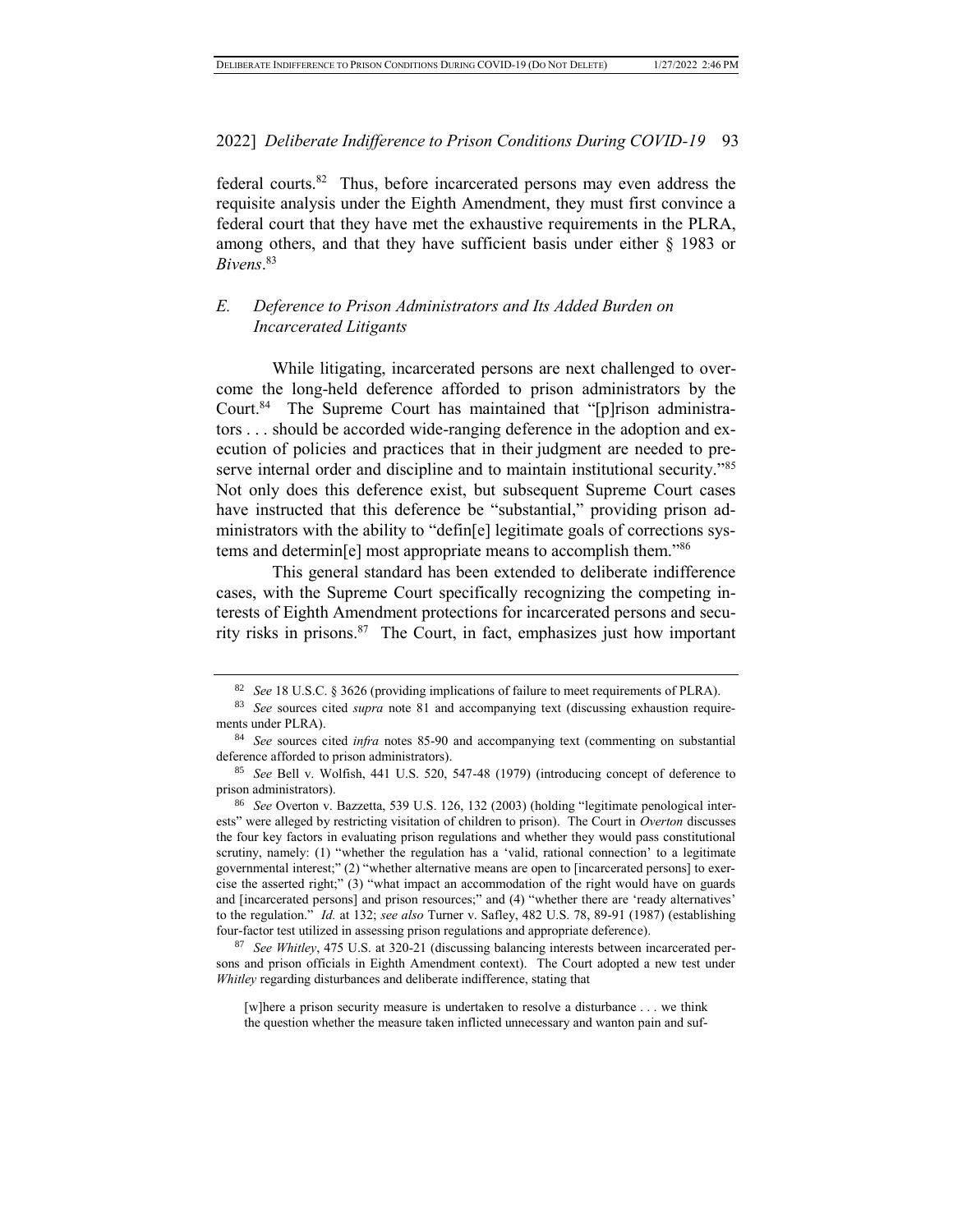federal courts.[82] Thus, before incarcerated persons may even address the requisite analysis under the Eighth Amendment, they must first convince a federal court that they have met the exhaustive requirements in the PLRA, among others, and that they have sufficient basis under either § 1983 or *Bivens*.[83]

### *E. Deference to Prison Administrators and Its Added Burden on Incarcerated Litigants*

While litigating, incarcerated persons are next challenged to overcome the long-held deference afforded to prison administrators by the Court.[84] The Supreme Court has maintained that "[p]rison administrators . . . should be accorded wide-ranging deference in the adoption and execution of policies and practices that in their judgment are needed to preserve internal order and discipline and to maintain institutional security."[85] Not only does this deference exist, but subsequent Supreme Court cases have instructed that this deference be "substantial," providing prison administrators with the ability to "defin[e] legitimate goals of corrections systems and determin[e] most appropriate means to accomplish them."[86]

This general standard has been extended to deliberate indifference cases, with the Supreme Court specifically recognizing the competing interests of Eighth Amendment protections for incarcerated persons and security risks in prisons.[87] The Court, in fact, emphasizes just how important

---

[82] *See* 18 U.S.C. § 3626 (providing implications of failure to meet requirements of PLRA).

[83] *See* sources cited *supra* note 81 and accompanying text (discussing exhaustion requirements under PLRA).

[84] *See* sources cited *infra* notes 85-90 and accompanying text (commenting on substantial deference afforded to prison administrators).

[85] *See* Bell v. Wolfish, 441 U.S. 520, 547-48 (1979) (introducing concept of deference to prison administrators).

[86] *See* Overton v. Bazzetta, 539 U.S. 126, 132 (2003) (holding "legitimate penological interests" were alleged by restricting visitation of children to prison). The Court in *Overton* discusses the four key factors in evaluating prison regulations and whether they would pass constitutional scrutiny, namely: (1) "whether the regulation has a 'valid, rational connection' to a legitimate governmental interest;" (2) "whether alternative means are open to [incarcerated persons] to exercise the asserted right;" (3) "what impact an accommodation of the right would have on guards and [incarcerated persons] and prison resources;" and (4) "whether there are 'ready alternatives' to the regulation." *Id.* at 132; *see also* Turner v. Safley, 482 U.S. 78, 89-91 (1987) (establishing four-factor test utilized in assessing prison regulations and appropriate deference).

[87] *See Whitley*, 475 U.S. at 320-21 (discussing balancing interests between incarcerated persons and prison officials in Eighth Amendment context). The Court adopted a new test under *Whitley* regarding disturbances and deliberate indifference, stating that

> [w]here a prison security measure is undertaken to resolve a disturbance . . . we think the question whether the measure taken inflicted unnecessary and wanton pain and suf-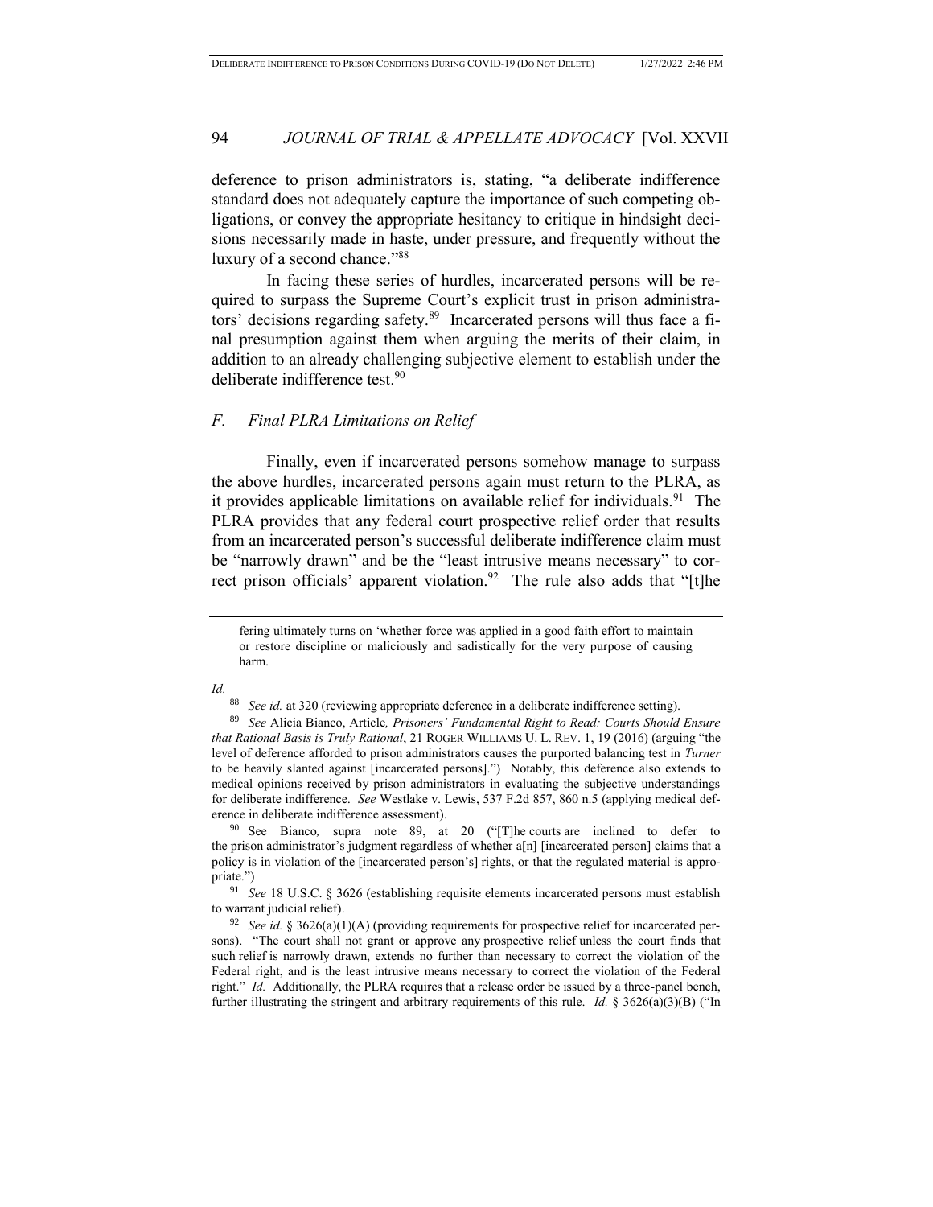deference to prison administrators is, stating, "a deliberate indifference standard does not adequately capture the importance of such competing obligations, or convey the appropriate hesitancy to critique in hindsight decisions necessarily made in haste, under pressure, and frequently without the luxury of a second chance."[88]

In facing these series of hurdles, incarcerated persons will be required to surpass the Supreme Court's explicit trust in prison administrators' decisions regarding safety.[89] Incarcerated persons will thus face a final presumption against them when arguing the merits of their claim, in addition to an already challenging subjective element to establish under the deliberate indifference test.[90]

### *F. Final PLRA Limitations on Relief*

Finally, even if incarcerated persons somehow manage to surpass the above hurdles, incarcerated persons again must return to the PLRA, as it provides applicable limitations on available relief for individuals.[91] The PLRA provides that any federal court prospective relief order that results from an incarcerated person's successful deliberate indifference claim must be "narrowly drawn" and be the "least intrusive means necessary" to correct prison officials' apparent violation.[92] The rule also adds that "[t]he

---

fering ultimately turns on 'whether force was applied in a good faith effort to maintain or restore discipline or maliciously and sadistically for the very purpose of causing harm.

*Id.*

[88] *See id.* at 320 (reviewing appropriate deference in a deliberate indifference setting).

[89] *See* Alicia Bianco, Article*, Prisoners' Fundamental Right to Read: Courts Should Ensure that Rational Basis is Truly Rational*, 21 ROGER WILLIAMS U. L. REV. 1, 19 (2016) (arguing "the level of deference afforded to prison administrators causes the purported balancing test in *Turner* to be heavily slanted against [incarcerated persons].") Notably, this deference also extends to medical opinions received by prison administrators in evaluating the subjective understandings for deliberate indifference. *See* Westlake v. Lewis, 537 F.2d 857, 860 n.5 (applying medical deference in deliberate indifference assessment).

[90] See Bianco*,* supra note 89, at 20 ("[T]he courts are inclined to defer to the prison administrator's judgment regardless of whether a[n] [incarcerated person] claims that a policy is in violation of the [incarcerated person's] rights, or that the regulated material is appropriate.")

[91] *See* 18 U.S.C. § 3626 (establishing requisite elements incarcerated persons must establish to warrant judicial relief).

[92] *See id.* § 3626(a)(1)(A) (providing requirements for prospective relief for incarcerated persons). "The court shall not grant or approve any prospective relief unless the court finds that such relief is narrowly drawn, extends no further than necessary to correct the violation of the Federal right, and is the least intrusive means necessary to correct the violation of the Federal right." *Id.* Additionally, the PLRA requires that a release order be issued by a three-panel bench, further illustrating the stringent and arbitrary requirements of this rule. *Id.* § 3626(a)(3)(B) ("In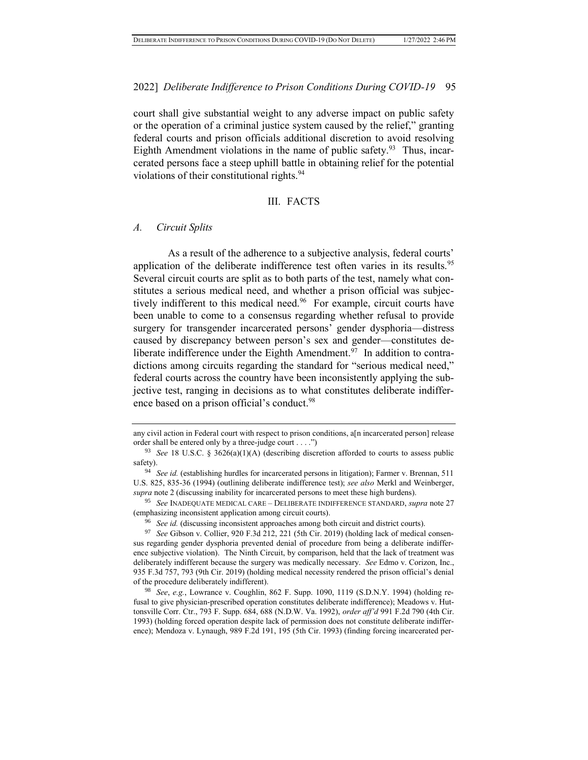court shall give substantial weight to any adverse impact on public safety or the operation of a criminal justice system caused by the relief," granting federal courts and prison officials additional discretion to avoid resolving Eighth Amendment violations in the name of public safety.[93] Thus, incarcerated persons face a steep uphill battle in obtaining relief for the potential violations of their constitutional rights.[94]

## III. FACTS

### *A. Circuit Splits*

As a result of the adherence to a subjective analysis, federal courts' application of the deliberate indifference test often varies in its results.[95] Several circuit courts are split as to both parts of the test, namely what constitutes a serious medical need, and whether a prison official was subjectively indifferent to this medical need.[96] For example, circuit courts have been unable to come to a consensus regarding whether refusal to provide surgery for transgender incarcerated persons' gender dysphoria—distress caused by discrepancy between person's sex and gender—constitutes deliberate indifference under the Eighth Amendment.[97] In addition to contradictions among circuits regarding the standard for "serious medical need," federal courts across the country have been inconsistently applying the subjective test, ranging in decisions as to what constitutes deliberate indifference based on a prison official's conduct.[98]

---

any civil action in Federal court with respect to prison conditions, a[n incarcerated person] release order shall be entered only by a three-judge court . . . .")

[93] *See* 18 U.S.C. § 3626(a)(1)(A) (describing discretion afforded to courts to assess public safety).

[94] *See id.* (establishing hurdles for incarcerated persons in litigation); Farmer v. Brennan, 511 U.S. 825, 835-36 (1994) (outlining deliberate indifference test); *see also* Merkl and Weinberger, *supra* note 2 (discussing inability for incarcerated persons to meet these high burdens).

[95] *See* INADEQUATE MEDICAL CARE – DELIBERATE INDIFFERENCE STANDARD, *supra* note 27 (emphasizing inconsistent application among circuit courts).

[96] *See id.* (discussing inconsistent approaches among both circuit and district courts).

[97] *See* Gibson v. Collier, 920 F.3d 212, 221 (5th Cir. 2019) (holding lack of medical consensus regarding gender dysphoria prevented denial of procedure from being a deliberate indifference subjective violation). The Ninth Circuit, by comparison, held that the lack of treatment was deliberately indifferent because the surgery was medically necessary. *See* Edmo v. Corizon, Inc., 935 F.3d 757, 793 (9th Cir. 2019) (holding medical necessity rendered the prison official's denial of the procedure deliberately indifferent).

[98] *See*, *e.g.*, Lowrance v. Coughlin, 862 F. Supp. 1090, 1119 (S.D.N.Y. 1994) (holding refusal to give physician-prescribed operation constitutes deliberate indifference); Meadows v. Huttonsville Corr. Ctr., 793 F. Supp. 684, 688 (N.D.W. Va. 1992), *order aff'd* 991 F.2d 790 (4th Cir. 1993) (holding forced operation despite lack of permission does not constitute deliberate indifference); Mendoza v. Lynaugh, 989 F.2d 191, 195 (5th Cir. 1993) (finding forcing incarcerated per-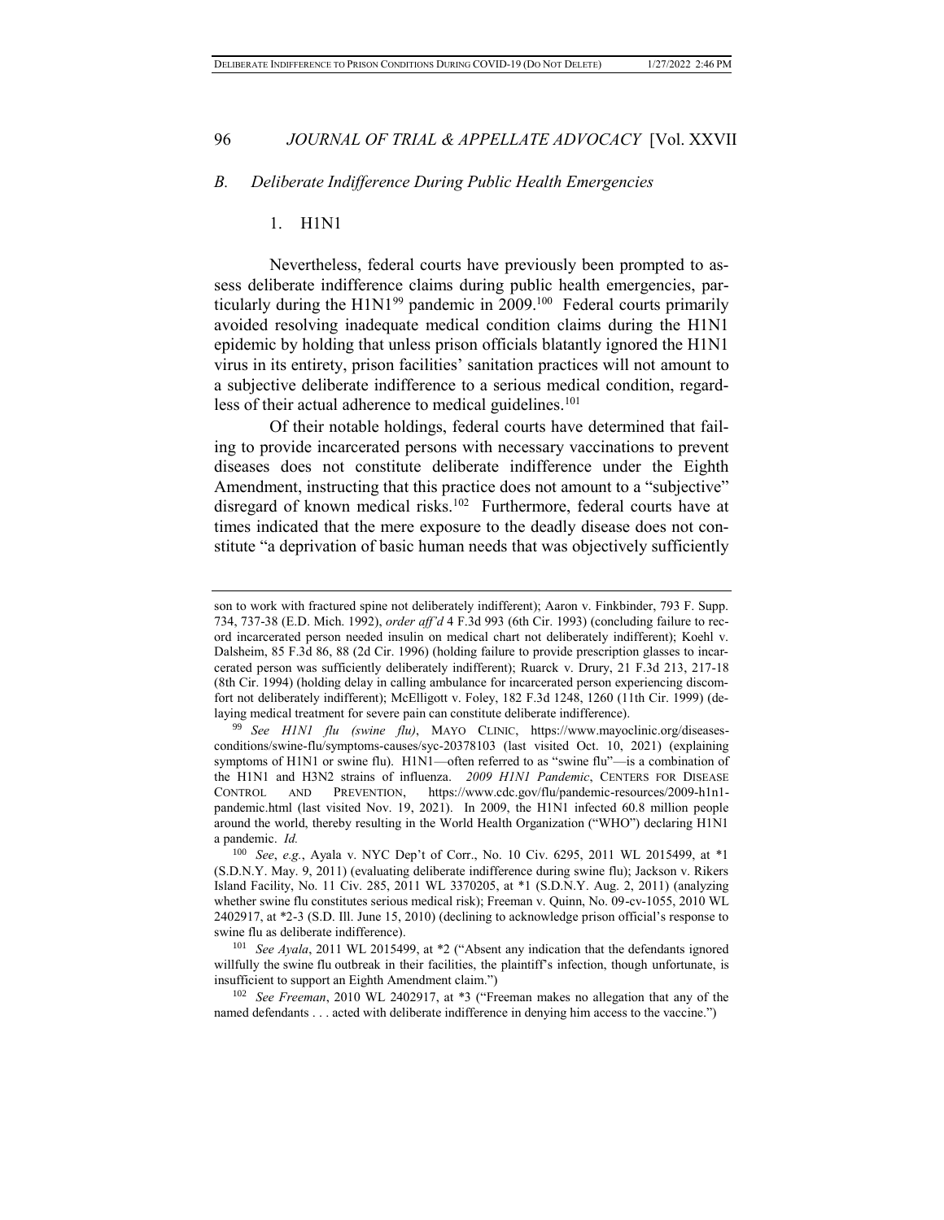## *B. Deliberate Indifference During Public Health Emergencies*

### 1. H1N1

Nevertheless, federal courts have previously been prompted to assess deliberate indifference claims during public health emergencies, particularly during the H1N1[99] pandemic in 2009.[100] Federal courts primarily avoided resolving inadequate medical condition claims during the H1N1 epidemic by holding that unless prison officials blatantly ignored the H1N1 virus in its entirety, prison facilities' sanitation practices will not amount to a subjective deliberate indifference to a serious medical condition, regardless of their actual adherence to medical guidelines.[101]

Of their notable holdings, federal courts have determined that failing to provide incarcerated persons with necessary vaccinations to prevent diseases does not constitute deliberate indifference under the Eighth Amendment, instructing that this practice does not amount to a "subjective" disregard of known medical risks.[102] Furthermore, federal courts have at times indicated that the mere exposure to the deadly disease does not constitute "a deprivation of basic human needs that was objectively sufficiently

---

son to work with fractured spine not deliberately indifferent); Aaron v. Finkbinder, 793 F. Supp. 734, 737-38 (E.D. Mich. 1992), *order aff'd* 4 F.3d 993 (6th Cir. 1993) (concluding failure to record incarcerated person needed insulin on medical chart not deliberately indifferent); Koehl v. Dalsheim, 85 F.3d 86, 88 (2d Cir. 1996) (holding failure to provide prescription glasses to incarcerated person was sufficiently deliberately indifferent); Ruarck v. Drury, 21 F.3d 213, 217-18 (8th Cir. 1994) (holding delay in calling ambulance for incarcerated person experiencing discomfort not deliberately indifferent); McElligott v. Foley, 182 F.3d 1248, 1260 (11th Cir. 1999) (delaying medical treatment for severe pain can constitute deliberate indifference).

[99] *See H1N1 flu (swine flu)*, MAYO CLINIC, https://www.mayoclinic.org/diseases-conditions/swine-flu/symptoms-causes/syc-20378103 (last visited Oct. 10, 2021) (explaining symptoms of H1N1 or swine flu). H1N1—often referred to as "swine flu"—is a combination of the H1N1 and H3N2 strains of influenza. *2009 H1N1 Pandemic*, CENTERS FOR DISEASE CONTROL AND PREVENTION, https://www.cdc.gov/flu/pandemic-resources/2009-h1n1-pandemic.html (last visited Nov. 19, 2021). In 2009, the H1N1 infected 60.8 million people around the world, thereby resulting in the World Health Organization ("WHO") declaring H1N1 a pandemic. *Id.*

[100] *See*, *e.g.*, Ayala v. NYC Dep't of Corr., No. 10 Civ. 6295, 2011 WL 2015499, at \*1 (S.D.N.Y. May. 9, 2011) (evaluating deliberate indifference during swine flu); Jackson v. Rikers Island Facility, No. 11 Civ. 285, 2011 WL 3370205, at \*1 (S.D.N.Y. Aug. 2, 2011) (analyzing whether swine flu constitutes serious medical risk); Freeman v. Quinn, No. 09-cv-1055, 2010 WL 2402917, at \*2-3 (S.D. Ill. June 15, 2010) (declining to acknowledge prison official's response to swine flu as deliberate indifference).

[101] *See Ayala*, 2011 WL 2015499, at \*2 ("Absent any indication that the defendants ignored willfully the swine flu outbreak in their facilities, the plaintiff's infection, though unfortunate, is insufficient to support an Eighth Amendment claim.")

[102] *See Freeman*, 2010 WL 2402917, at \*3 ("Freeman makes no allegation that any of the named defendants . . . acted with deliberate indifference in denying him access to the vaccine.")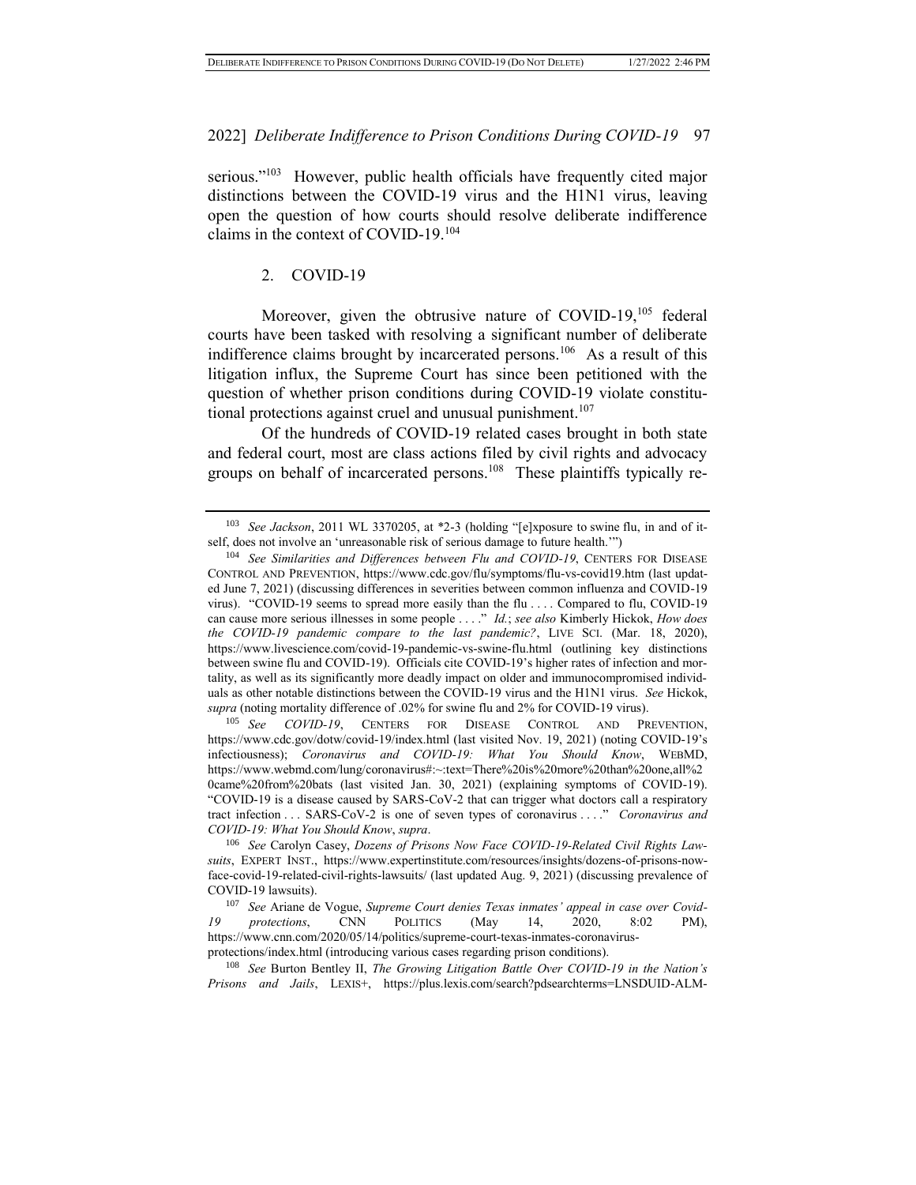serious."[103] However, public health officials have frequently cited major distinctions between the COVID-19 virus and the H1N1 virus, leaving open the question of how courts should resolve deliberate indifference claims in the context of COVID-19.[104]

### 2. COVID-19

Moreover, given the obtrusive nature of COVID-19,[105] federal courts have been tasked with resolving a significant number of deliberate indifference claims brought by incarcerated persons.[106] As a result of this litigation influx, the Supreme Court has since been petitioned with the question of whether prison conditions during COVID-19 violate constitutional protections against cruel and unusual punishment.[107]

Of the hundreds of COVID-19 related cases brought in both state and federal court, most are class actions filed by civil rights and advocacy groups on behalf of incarcerated persons.[108] These plaintiffs typically re-

---

[103] *See Jackson*, 2011 WL 3370205, at *2-3 (holding "[e]xposure to swine flu, in and of itself, does not involve an 'unreasonable risk of serious damage to future health.'")

[104] *See Similarities and Differences between Flu and COVID-19*, CENTERS FOR DISEASE CONTROL AND PREVENTION, https://www.cdc.gov/flu/symptoms/flu-vs-covid19.htm (last updated June 7, 2021) (discussing differences in severities between common influenza and COVID-19 virus). "COVID-19 seems to spread more easily than the flu . . . . Compared to flu, COVID-19 can cause more serious illnesses in some people . . . ." *Id.*; *see also* Kimberly Hickok, *How does the COVID-19 pandemic compare to the last pandemic?*, LIVE SCI. (Mar. 18, 2020), https://www.livescience.com/covid-19-pandemic-vs-swine-flu.html (outlining key distinctions between swine flu and COVID-19). Officials cite COVID-19's higher rates of infection and mortality, as well as its significantly more deadly impact on older and immunocompromised individuals as other notable distinctions between the COVID-19 virus and the H1N1 virus. *See* Hickok, *supra* (noting mortality difference of .02% for swine flu and 2% for COVID-19 virus).

[105] *See COVID-19*, CENTERS FOR DISEASE CONTROL AND PREVENTION, https://www.cdc.gov/dotw/covid-19/index.html (last visited Nov. 19, 2021) (noting COVID-19's infectiousness); *Coronavirus and COVID-19: What You Should Know*, WEBMD, https://www.webmd.com/lung/coronavirus#:~:text=There%20is%20more%20than%20one,all%20came%20from%20bats (last visited Jan. 30, 2021) (explaining symptoms of COVID-19). "COVID-19 is a disease caused by SARS-CoV-2 that can trigger what doctors call a respiratory tract infection . . . SARS-CoV-2 is one of seven types of coronavirus . . . ." *Coronavirus and COVID-19: What You Should Know*, *supra*.

[106] *See* Carolyn Casey, *Dozens of Prisons Now Face COVID-19-Related Civil Rights Lawsuits*, EXPERT INST., https://www.expertinstitute.com/resources/insights/dozens-of-prisons-now-face-covid-19-related-civil-rights-lawsuits/ (last updated Aug. 9, 2021) (discussing prevalence of COVID-19 lawsuits).

[107] *See* Ariane de Vogue, *Supreme Court denies Texas inmates' appeal in case over Covid-19 protections*, CNN POLITICS (May 14, 2020, 8:02 PM), https://www.cnn.com/2020/05/14/politics/supreme-court-texas-inmates-coronavirus-protections/index.html (introducing various cases regarding prison conditions).

[108] *See* Burton Bentley II, *The Growing Litigation Battle Over COVID-19 in the Nation's Prisons and Jails*, LEXIS+, https://plus.lexis.com/search?pdsearchterms=LNSDUID-ALM-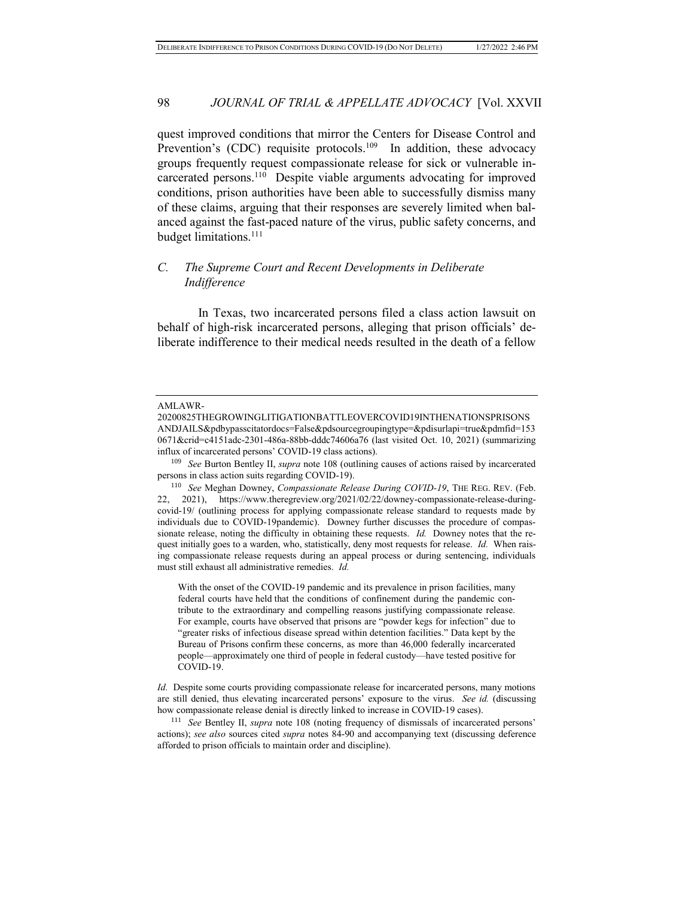quest improved conditions that mirror the Centers for Disease Control and Prevention's (CDC) requisite protocols.[109] In addition, these advocacy groups frequently request compassionate release for sick or vulnerable incarcerated persons.[110] Despite viable arguments advocating for improved conditions, prison authorities have been able to successfully dismiss many of these claims, arguing that their responses are severely limited when balanced against the fast-paced nature of the virus, public safety concerns, and budget limitations.[111]

### *C. The Supreme Court and Recent Developments in Deliberate Indifference*

In Texas, two incarcerated persons filed a class action lawsuit on behalf of high-risk incarcerated persons, alleging that prison officials' deliberate indifference to their medical needs resulted in the death of a fellow

---

AMLAWR-20200825THEGROWINGLITIGATIONBATTLEOVERCOVID19INTHENATIONSPRISONSANDJAILS&pdbypasscitatordocs=False&pdsourcegroupingtype=&pdisurlapi=true&pdmfid=1530671&crid=c4151adc-2301-486a-88bb-dddc74606a76 (last visited Oct. 10, 2021) (summarizing influx of incarcerated persons' COVID-19 class actions).

[109] *See* Burton Bentley II, *supra* note 108 (outlining causes of actions raised by incarcerated persons in class action suits regarding COVID-19).

[110] *See* Meghan Downey, *Compassionate Release During COVID-19*, THE REG. REV. (Feb. 22, 2021), https://www.theregreview.org/2021/02/22/downey-compassionate-release-during-covid-19/ (outlining process for applying compassionate release standard to requests made by individuals due to COVID-19pandemic). Downey further discusses the procedure of compassionate release, noting the difficulty in obtaining these requests. *Id.* Downey notes that the request initially goes to a warden, who, statistically, deny most requests for release. *Id.* When raising compassionate release requests during an appeal process or during sentencing, individuals must still exhaust all administrative remedies. *Id.*

> With the onset of the COVID-19 pandemic and its prevalence in prison facilities, many federal courts have held that the conditions of confinement during the pandemic contribute to the extraordinary and compelling reasons justifying compassionate release. For example, courts have observed that prisons are "powder kegs for infection" due to "greater risks of infectious disease spread within detention facilities." Data kept by the Bureau of Prisons confirm these concerns, as more than 46,000 federally incarcerated people—approximately one third of people in federal custody—have tested positive for COVID-19.

*Id.* Despite some courts providing compassionate release for incarcerated persons, many motions are still denied, thus elevating incarcerated persons' exposure to the virus. *See id.* (discussing how compassionate release denial is directly linked to increase in COVID-19 cases).

[111] *See* Bentley II, *supra* note 108 (noting frequency of dismissals of incarcerated persons' actions); *see also* sources cited *supra* notes 84-90 and accompanying text (discussing deference afforded to prison officials to maintain order and discipline).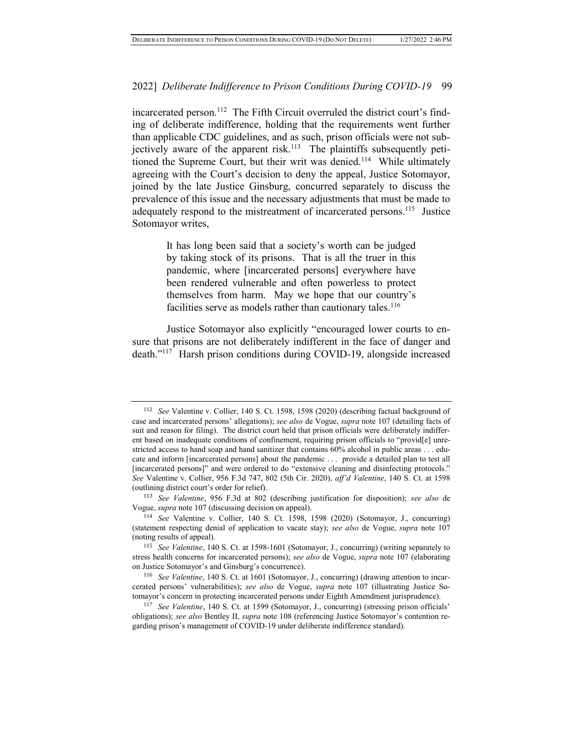incarcerated person.[112] The Fifth Circuit overruled the district court's finding of deliberate indifference, holding that the requirements went further than applicable CDC guidelines, and as such, prison officials were not subjectively aware of the apparent risk.[113] The plaintiffs subsequently petitioned the Supreme Court, but their writ was denied.[114] While ultimately agreeing with the Court's decision to deny the appeal, Justice Sotomayor, joined by the late Justice Ginsburg, concurred separately to discuss the prevalence of this issue and the necessary adjustments that must be made to adequately respond to the mistreatment of incarcerated persons.[115] Justice Sotomayor writes,

> It has long been said that a society's worth can be judged by taking stock of its prisons. That is all the truer in this pandemic, where [incarcerated persons] everywhere have been rendered vulnerable and often powerless to protect themselves from harm. May we hope that our country's facilities serve as models rather than cautionary tales.[116]

Justice Sotomayor also explicitly "encouraged lower courts to ensure that prisons are not deliberately indifferent in the face of danger and death."[117] Harsh prison conditions during COVID-19, alongside increased

---

[112] *See* Valentine v. Collier, 140 S. Ct. 1598, 1598 (2020) (describing factual background of case and incarcerated persons' allegations); *see also* de Vogue, *supra* note 107 (detailing facts of suit and reason for filing). The district court held that prison officials were deliberately indifferent based on inadequate conditions of confinement, requiring prison officials to "provid[e] unrestricted access to hand soap and hand sanitizer that contains 60% alcohol in public areas . . . educate and inform [incarcerated persons] about the pandemic . . . provide a detailed plan to test all [incarcerated persons]" and were ordered to do "extensive cleaning and disinfecting protocols." *See* Valentine v. Collier, 956 F.3d 747, 802 (5th Cir. 2020), *aff'd Valentine*, 140 S. Ct. at 1598 (outlining district court's order for relief).

[113] *See Valentine*, 956 F.3d at 802 (describing justification for disposition); *see also* de Vogue, *supra* note 107 (discussing decision on appeal).

[114] *See* Valentine v. Collier, 140 S. Ct. 1598, 1598 (2020) (Sotomayor, J., concurring) (statement respecting denial of application to vacate stay); *see also* de Vogue, *supra* note 107 (noting results of appeal).

[115] *See Valentine*, 140 S. Ct. at 1598-1601 (Sotomayor, J., concurring) (writing separately to stress health concerns for incarcerated persons); *see also* de Vogue, *supra* note 107 (elaborating on Justice Sotomayor's and Ginsburg's concurrence).

[116] *See Valentine*, 140 S. Ct. at 1601 (Sotomayor, J., concurring) (drawing attention to incarcerated persons' vulnerabilities); *see also* de Vogue, *supra* note 107 (illustrating Justice Sotomayor's concern in protecting incarcerated persons under Eighth Amendment jurisprudence).

[117] *See Valentine*, 140 S. Ct. at 1599 (Sotomayor, J., concurring) (stressing prison officials' obligations); *see also* Bentley II, *supra* note 108 (referencing Justice Sotomayor's contention regarding prison's management of COVID-19 under deliberate indifference standard).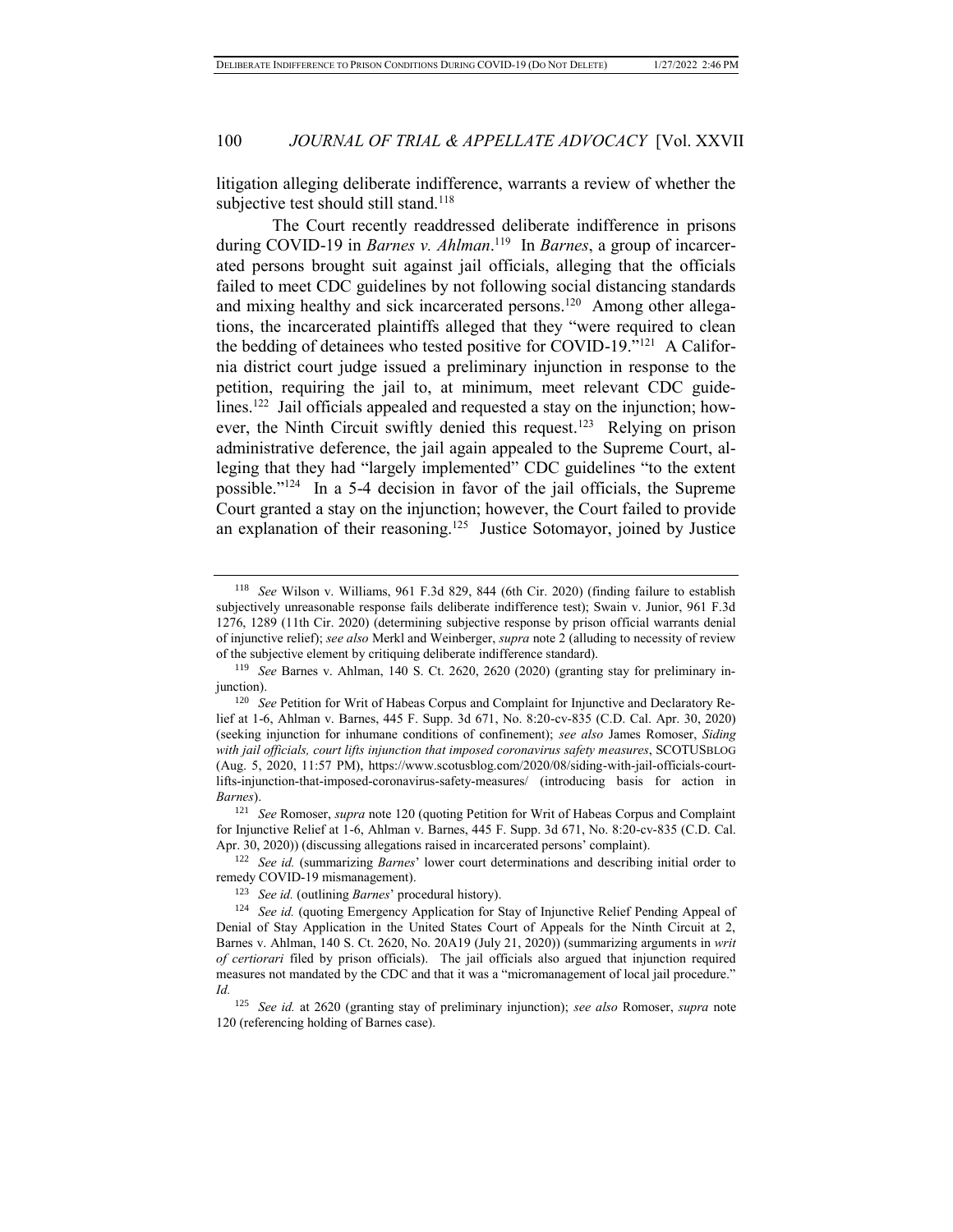litigation alleging deliberate indifference, warrants a review of whether the subjective test should still stand.[118]

The Court recently readdressed deliberate indifference in prisons during COVID-19 in *Barnes v. Ahlman*.[119] In *Barnes*, a group of incarcerated persons brought suit against jail officials, alleging that the officials failed to meet CDC guidelines by not following social distancing standards and mixing healthy and sick incarcerated persons.[120] Among other allegations, the incarcerated plaintiffs alleged that they "were required to clean the bedding of detainees who tested positive for COVID-19."[121] A California district court judge issued a preliminary injunction in response to the petition, requiring the jail to, at minimum, meet relevant CDC guidelines.[122] Jail officials appealed and requested a stay on the injunction; however, the Ninth Circuit swiftly denied this request.[123] Relying on prison administrative deference, the jail again appealed to the Supreme Court, alleging that they had "largely implemented" CDC guidelines "to the extent possible."[124] In a 5-4 decision in favor of the jail officials, the Supreme Court granted a stay on the injunction; however, the Court failed to provide an explanation of their reasoning.[125] Justice Sotomayor, joined by Justice

---

[118] *See* Wilson v. Williams, 961 F.3d 829, 844 (6th Cir. 2020) (finding failure to establish subjectively unreasonable response fails deliberate indifference test); Swain v. Junior, 961 F.3d 1276, 1289 (11th Cir. 2020) (determining subjective response by prison official warrants denial of injunctive relief); *see also* Merkl and Weinberger, *supra* note 2 (alluding to necessity of review of the subjective element by critiquing deliberate indifference standard).

[119] *See* Barnes v. Ahlman, 140 S. Ct. 2620, 2620 (2020) (granting stay for preliminary injunction).

[120] *See* Petition for Writ of Habeas Corpus and Complaint for Injunctive and Declaratory Relief at 1-6, Ahlman v. Barnes, 445 F. Supp. 3d 671, No. 8:20-cv-835 (C.D. Cal. Apr. 30, 2020) (seeking injunction for inhumane conditions of confinement); *see also* James Romoser, *Siding with jail officials, court lifts injunction that imposed coronavirus safety measures*, SCOTUSBLOG (Aug. 5, 2020, 11:57 PM), https://www.scotusblog.com/2020/08/siding-with-jail-officials-court-lifts-injunction-that-imposed-coronavirus-safety-measures/ (introducing basis for action in *Barnes*).

[121] *See* Romoser, *supra* note 120 (quoting Petition for Writ of Habeas Corpus and Complaint for Injunctive Relief at 1-6, Ahlman v. Barnes, 445 F. Supp. 3d 671, No. 8:20-cv-835 (C.D. Cal. Apr. 30, 2020)) (discussing allegations raised in incarcerated persons' complaint).

[122] *See id.* (summarizing *Barnes*' lower court determinations and describing initial order to remedy COVID-19 mismanagement).

[123] *See id.* (outlining *Barnes*' procedural history).

[124] *See id.* (quoting Emergency Application for Stay of Injunctive Relief Pending Appeal of Denial of Stay Application in the United States Court of Appeals for the Ninth Circuit at 2, Barnes v. Ahlman, 140 S. Ct. 2620, No. 20A19 (July 21, 2020)) (summarizing arguments in *writ of certiorari* filed by prison officials). The jail officials also argued that injunction required measures not mandated by the CDC and that it was a "micromanagement of local jail procedure." *Id.*

[125] *See id.* at 2620 (granting stay of preliminary injunction); *see also* Romoser, *supra* note 120 (referencing holding of Barnes case).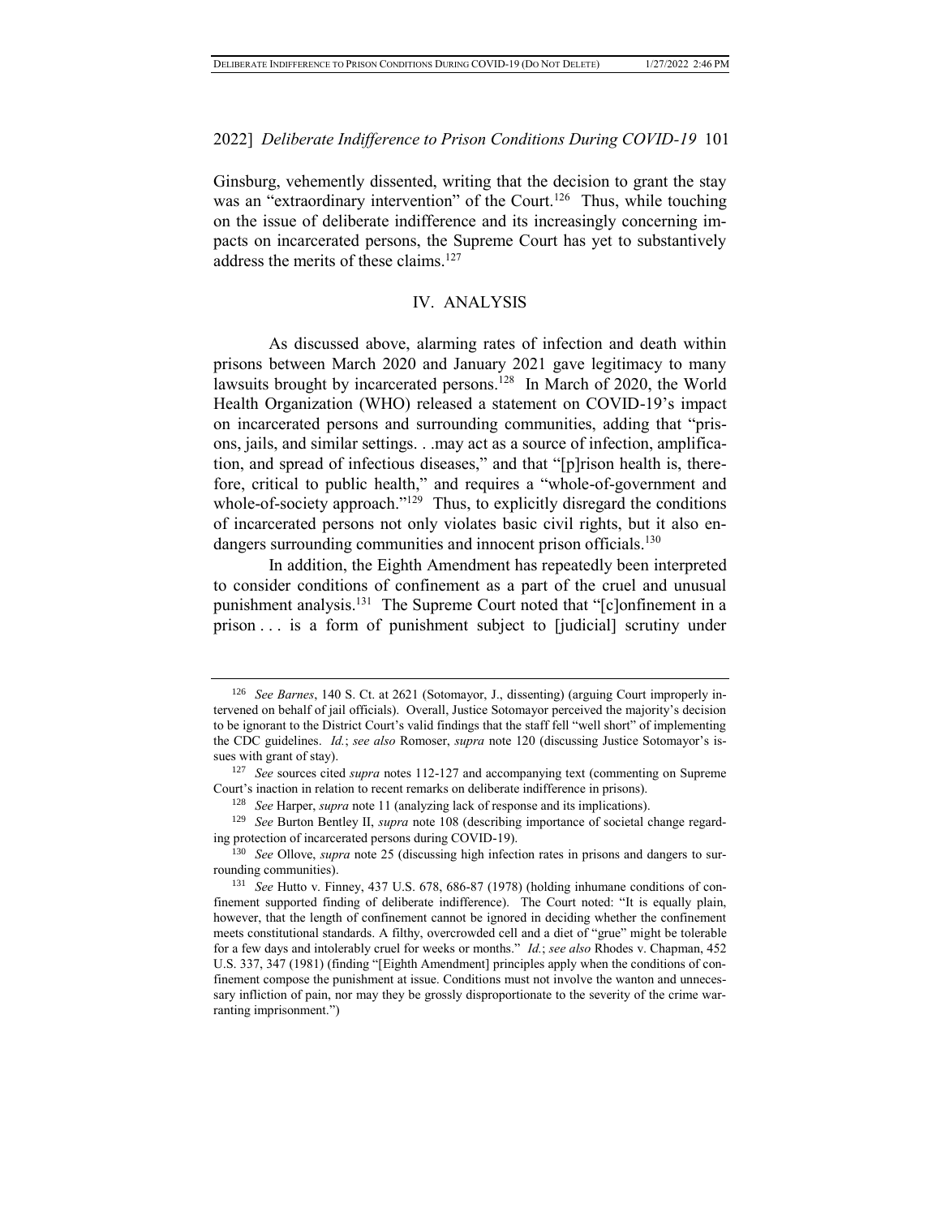Ginsburg, vehemently dissented, writing that the decision to grant the stay was an "extraordinary intervention" of the Court.[126] Thus, while touching on the issue of deliberate indifference and its increasingly concerning impacts on incarcerated persons, the Supreme Court has yet to substantively address the merits of these claims.[127]

## IV. ANALYSIS

As discussed above, alarming rates of infection and death within prisons between March 2020 and January 2021 gave legitimacy to many lawsuits brought by incarcerated persons.[128] In March of 2020, the World Health Organization (WHO) released a statement on COVID-19's impact on incarcerated persons and surrounding communities, adding that "prisons, jails, and similar settings. . .may act as a source of infection, amplification, and spread of infectious diseases," and that "[p]rison health is, therefore, critical to public health," and requires a "whole-of-government and whole-of-society approach."[129] Thus, to explicitly disregard the conditions of incarcerated persons not only violates basic civil rights, but it also endangers surrounding communities and innocent prison officials.[130]

In addition, the Eighth Amendment has repeatedly been interpreted to consider conditions of confinement as a part of the cruel and unusual punishment analysis.[131] The Supreme Court noted that "[c]onfinement in a prison . . . is a form of punishment subject to [judicial] scrutiny under

---

[126] *See Barnes*, 140 S. Ct. at 2621 (Sotomayor, J., dissenting) (arguing Court improperly intervened on behalf of jail officials). Overall, Justice Sotomayor perceived the majority's decision to be ignorant to the District Court's valid findings that the staff fell "well short" of implementing the CDC guidelines. *Id.*; *see also* Romoser, *supra* note 120 (discussing Justice Sotomayor's issues with grant of stay).

[127] *See* sources cited *supra* notes 112-127 and accompanying text (commenting on Supreme Court's inaction in relation to recent remarks on deliberate indifference in prisons).

[128] *See* Harper, *supra* note 11 (analyzing lack of response and its implications).

[129] *See* Burton Bentley II, *supra* note 108 (describing importance of societal change regarding protection of incarcerated persons during COVID-19).

[130] *See* Ollove, *supra* note 25 (discussing high infection rates in prisons and dangers to surrounding communities).

[131] *See* Hutto v. Finney, 437 U.S. 678, 686-87 (1978) (holding inhumane conditions of confinement supported finding of deliberate indifference). The Court noted: "It is equally plain, however, that the length of confinement cannot be ignored in deciding whether the confinement meets constitutional standards. A filthy, overcrowded cell and a diet of "grue" might be tolerable for a few days and intolerably cruel for weeks or months." *Id.*; *see also* Rhodes v. Chapman, 452 U.S. 337, 347 (1981) (finding "[Eighth Amendment] principles apply when the conditions of confinement compose the punishment at issue. Conditions must not involve the wanton and unnecessary infliction of pain, nor may they be grossly disproportionate to the severity of the crime warranting imprisonment.")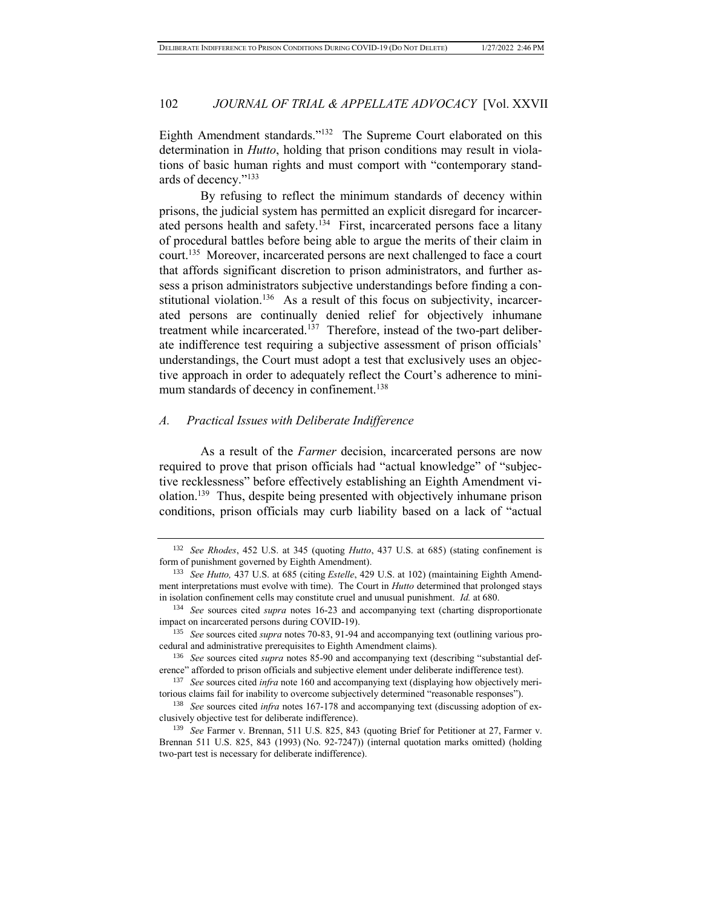Eighth Amendment standards."[132] The Supreme Court elaborated on this determination in *Hutto*, holding that prison conditions may result in violations of basic human rights and must comport with "contemporary standards of decency."[133]

By refusing to reflect the minimum standards of decency within prisons, the judicial system has permitted an explicit disregard for incarcerated persons health and safety.[134] First, incarcerated persons face a litany of procedural battles before being able to argue the merits of their claim in court.[135] Moreover, incarcerated persons are next challenged to face a court that affords significant discretion to prison administrators, and further assess a prison administrators subjective understandings before finding a constitutional violation.[136] As a result of this focus on subjectivity, incarcerated persons are continually denied relief for objectively inhumane treatment while incarcerated.[137] Therefore, instead of the two-part deliberate indifference test requiring a subjective assessment of prison officials' understandings, the Court must adopt a test that exclusively uses an objective approach in order to adequately reflect the Court's adherence to minimum standards of decency in confinement.[138]

### *A. Practical Issues with Deliberate Indifference*

As a result of the *Farmer* decision, incarcerated persons are now required to prove that prison officials had "actual knowledge" of "subjective recklessness" before effectively establishing an Eighth Amendment violation.[139] Thus, despite being presented with objectively inhumane prison conditions, prison officials may curb liability based on a lack of "actual

---

[132] *See Rhodes*, 452 U.S. at 345 (quoting *Hutto*, 437 U.S. at 685) (stating confinement is form of punishment governed by Eighth Amendment).

[133] *See Hutto,* 437 U.S. at 685 (citing *Estelle*, 429 U.S. at 102) (maintaining Eighth Amendment interpretations must evolve with time). The Court in *Hutto* determined that prolonged stays in isolation confinement cells may constitute cruel and unusual punishment. *Id.* at 680.

[134] *See* sources cited *supra* notes 16-23 and accompanying text (charting disproportionate impact on incarcerated persons during COVID-19).

[135] *See* sources cited *supra* notes 70-83, 91-94 and accompanying text (outlining various procedural and administrative prerequisites to Eighth Amendment claims).

[136] *See* sources cited *supra* notes 85-90 and accompanying text (describing "substantial deference" afforded to prison officials and subjective element under deliberate indifference test).

[137] *See* sources cited *infra* note 160 and accompanying text (displaying how objectively meritorious claims fail for inability to overcome subjectively determined "reasonable responses").

[138] *See* sources cited *infra* notes 167-178 and accompanying text (discussing adoption of exclusively objective test for deliberate indifference).

[139] *See* Farmer v. Brennan, 511 U.S. 825, 843 (quoting Brief for Petitioner at 27, Farmer v. Brennan 511 U.S. 825, 843 (1993) (No. 92-7247)) (internal quotation marks omitted) (holding two-part test is necessary for deliberate indifference).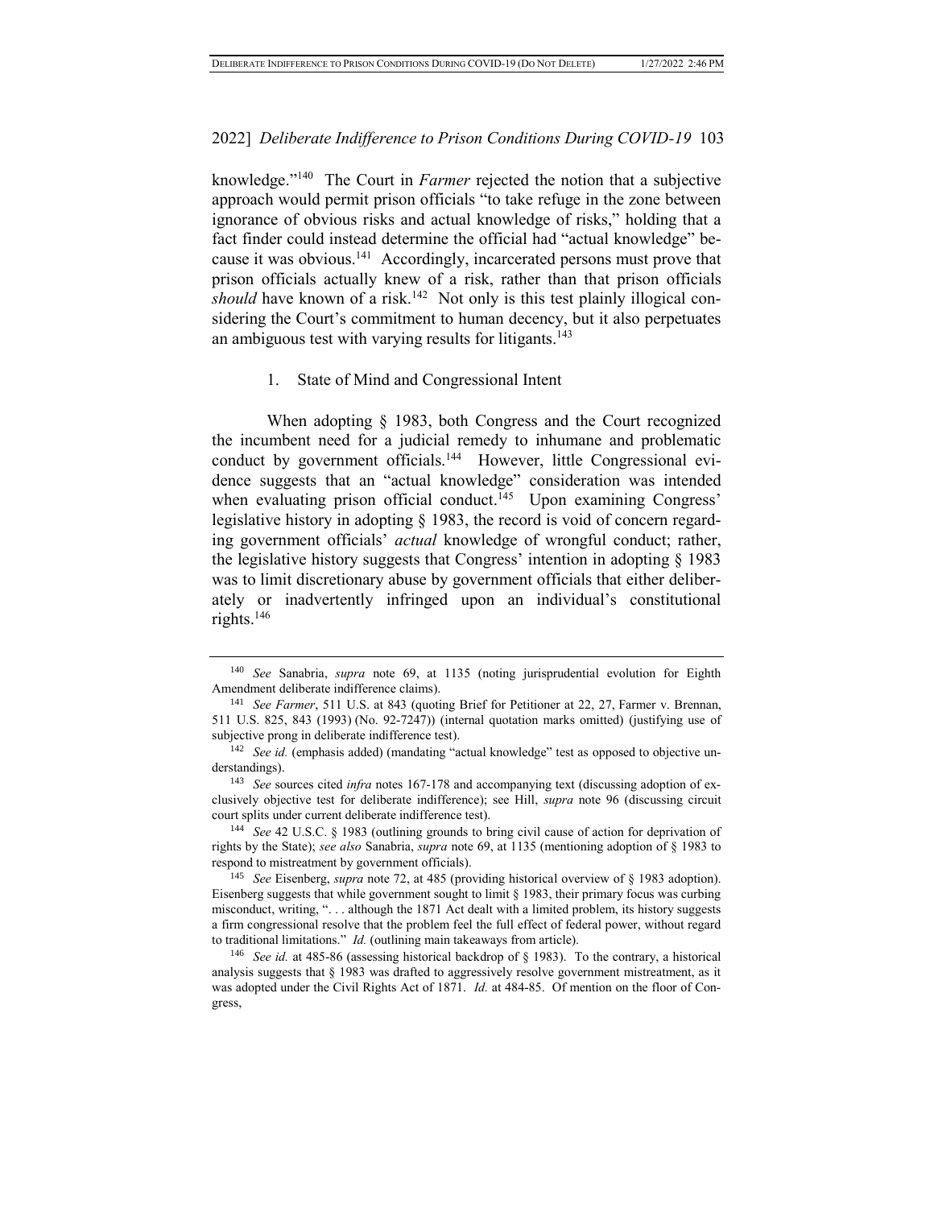knowledge."[140] The Court in *Farmer* rejected the notion that a subjective approach would permit prison officials "to take refuge in the zone between ignorance of obvious risks and actual knowledge of risks," holding that a fact finder could instead determine the official had "actual knowledge" because it was obvious.[141] Accordingly, incarcerated persons must prove that prison officials actually knew of a risk, rather than that prison officials *should* have known of a risk.[142] Not only is this test plainly illogical considering the Court's commitment to human decency, but it also perpetuates an ambiguous test with varying results for litigants.[143]

### 1. State of Mind and Congressional Intent

When adopting § 1983, both Congress and the Court recognized the incumbent need for a judicial remedy to inhumane and problematic conduct by government officials.[144] However, little Congressional evidence suggests that an "actual knowledge" consideration was intended when evaluating prison official conduct.[145] Upon examining Congress' legislative history in adopting § 1983, the record is void of concern regarding government officials' *actual* knowledge of wrongful conduct; rather, the legislative history suggests that Congress' intention in adopting § 1983 was to limit discretionary abuse by government officials that either deliberately or inadvertently infringed upon an individual's constitutional rights.[146]

---

[140] *See* Sanabria, *supra* note 69, at 1135 (noting jurisprudential evolution for Eighth Amendment deliberate indifference claims).

[141] *See Farmer*, 511 U.S. at 843 (quoting Brief for Petitioner at 22, 27, Farmer v. Brennan, 511 U.S. 825, 843 (1993) (No. 92-7247)) (internal quotation marks omitted) (justifying use of subjective prong in deliberate indifference test).

[142] *See id.* (emphasis added) (mandating "actual knowledge" test as opposed to objective understandings).

[143] *See* sources cited *infra* notes 167-178 and accompanying text (discussing adoption of exclusively objective test for deliberate indifference); see Hill, *supra* note 96 (discussing circuit court splits under current deliberate indifference test).

[144] *See* 42 U.S.C. § 1983 (outlining grounds to bring civil cause of action for deprivation of rights by the State); *see also* Sanabria, *supra* note 69, at 1135 (mentioning adoption of § 1983 to respond to mistreatment by government officials).

[145] *See* Eisenberg, *supra* note 72, at 485 (providing historical overview of § 1983 adoption). Eisenberg suggests that while government sought to limit § 1983, their primary focus was curbing misconduct, writing, ". . . although the 1871 Act dealt with a limited problem, its history suggests a firm congressional resolve that the problem feel the full effect of federal power, without regard to traditional limitations." *Id.* (outlining main takeaways from article).

[146] *See id.* at 485-86 (assessing historical backdrop of § 1983). To the contrary, a historical analysis suggests that § 1983 was drafted to aggressively resolve government mistreatment, as it was adopted under the Civil Rights Act of 1871. *Id.* at 484-85. Of mention on the floor of Congress,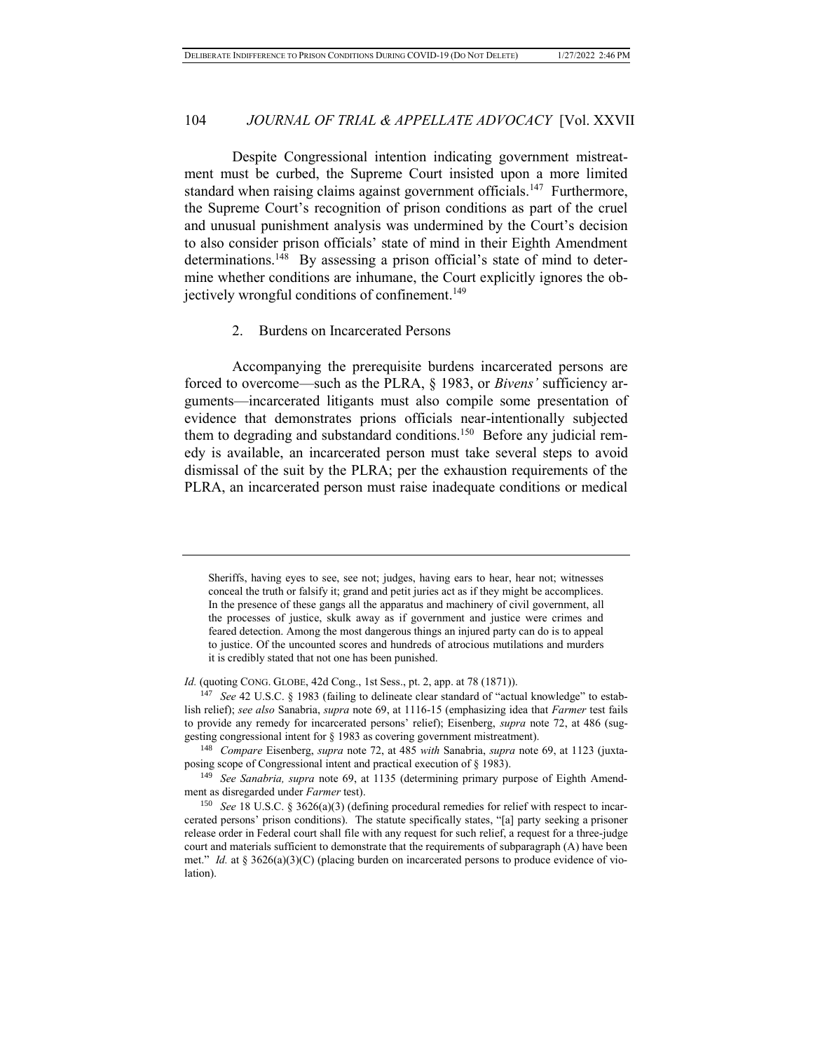Despite Congressional intention indicating government mistreatment must be curbed, the Supreme Court insisted upon a more limited standard when raising claims against government officials.[147] Furthermore, the Supreme Court's recognition of prison conditions as part of the cruel and unusual punishment analysis was undermined by the Court's decision to also consider prison officials' state of mind in their Eighth Amendment determinations.[148] By assessing a prison official's state of mind to determine whether conditions are inhumane, the Court explicitly ignores the objectively wrongful conditions of confinement.[149]

### 2. Burdens on Incarcerated Persons

Accompanying the prerequisite burdens incarcerated persons are forced to overcome—such as the PLRA, § 1983, or *Bivens'* sufficiency arguments—incarcerated litigants must also compile some presentation of evidence that demonstrates prions officials near-intentionally subjected them to degrading and substandard conditions.[150] Before any judicial remedy is available, an incarcerated person must take several steps to avoid dismissal of the suit by the PLRA; per the exhaustion requirements of the PLRA, an incarcerated person must raise inadequate conditions or medical

---

> Sheriffs, having eyes to see, see not; judges, having ears to hear, hear not; witnesses conceal the truth or falsify it; grand and petit juries act as if they might be accomplices. In the presence of these gangs all the apparatus and machinery of civil government, all the processes of justice, skulk away as if government and justice were crimes and feared detection. Among the most dangerous things an injured party can do is to appeal to justice. Of the uncounted scores and hundreds of atrocious mutilations and murders it is credibly stated that not one has been punished.

*Id.* (quoting CONG. GLOBE, 42d Cong., 1st Sess., pt. 2, app. at 78 (1871)).

[147] *See* 42 U.S.C. § 1983 (failing to delineate clear standard of "actual knowledge" to establish relief); *see also* Sanabria, *supra* note 69, at 1116-15 (emphasizing idea that *Farmer* test fails to provide any remedy for incarcerated persons' relief); Eisenberg, *supra* note 72, at 486 (suggesting congressional intent for § 1983 as covering government mistreatment).

[148] *Compare* Eisenberg, *supra* note 72, at 485 *with* Sanabria, *supra* note 69, at 1123 (juxtaposing scope of Congressional intent and practical execution of § 1983).

[149] *See Sanabria, supra* note 69, at 1135 (determining primary purpose of Eighth Amendment as disregarded under *Farmer* test).

[150] *See* 18 U.S.C. § 3626(a)(3) (defining procedural remedies for relief with respect to incarcerated persons' prison conditions). The statute specifically states, "[a] party seeking a prisoner release order in Federal court shall file with any request for such relief, a request for a three-judge court and materials sufficient to demonstrate that the requirements of subparagraph (A) have been met." *Id.* at § 3626(a)(3)(C) (placing burden on incarcerated persons to produce evidence of violation).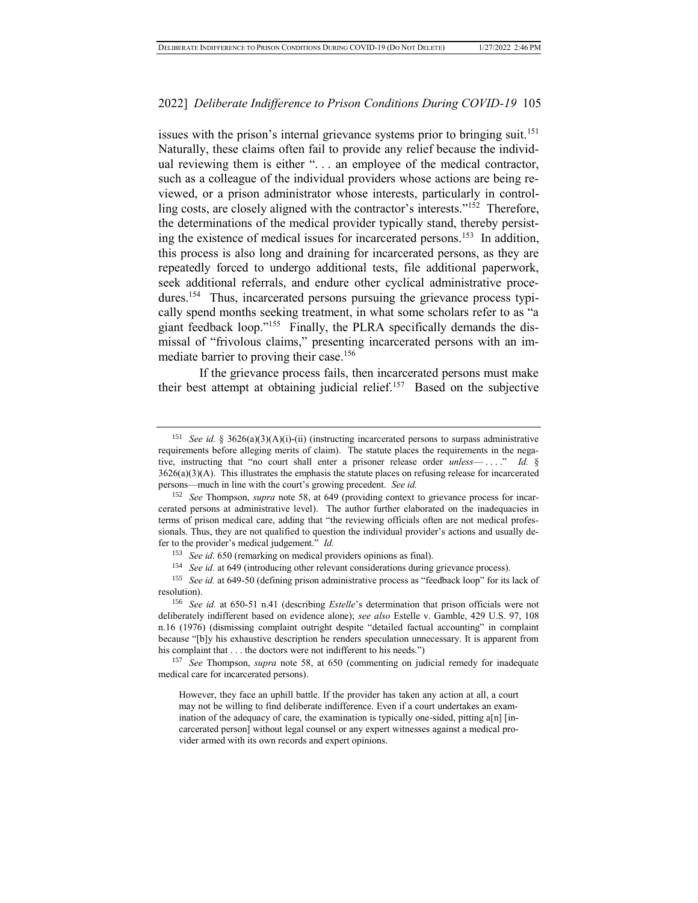issues with the prison's internal grievance systems prior to bringing suit.[151] Naturally, these claims often fail to provide any relief because the individual reviewing them is either ". . . an employee of the medical contractor, such as a colleague of the individual providers whose actions are being reviewed, or a prison administrator whose interests, particularly in controlling costs, are closely aligned with the contractor's interests."[152] Therefore, the determinations of the medical provider typically stand, thereby persisting the existence of medical issues for incarcerated persons.[153] In addition, this process is also long and draining for incarcerated persons, as they are repeatedly forced to undergo additional tests, file additional paperwork, seek additional referrals, and endure other cyclical administrative procedures.[154] Thus, incarcerated persons pursuing the grievance process typically spend months seeking treatment, in what some scholars refer to as "a giant feedback loop."[155] Finally, the PLRA specifically demands the dismissal of "frivolous claims," presenting incarcerated persons with an immediate barrier to proving their case.[156]

If the grievance process fails, then incarcerated persons must make their best attempt at obtaining judicial relief.[157] Based on the subjective

---

[151] *See id.* § 3626(a)(3)(A)(i)-(ii) (instructing incarcerated persons to surpass administrative requirements before alleging merits of claim). The statute places the requirements in the negative, instructing that "no court shall enter a prisoner release order *unless*— . . . ." *Id.* § 3626(a)(3)(A). This illustrates the emphasis the statute places on refusing release for incarcerated persons—much in line with the court's growing precedent. *See id.*

[152] *See* Thompson, *supra* note 58, at 649 (providing context to grievance process for incarcerated persons at administrative level). The author further elaborated on the inadequacies in terms of prison medical care, adding that "the reviewing officials often are not medical professionals. Thus, they are not qualified to question the individual provider's actions and usually defer to the provider's medical judgement." *Id.*

[153] *See id.* 650 (remarking on medical providers opinions as final).

[154] *See id.* at 649 (introducing other relevant considerations during grievance process).

[155] *See id.* at 649-50 (defining prison administrative process as "feedback loop" for its lack of resolution).

[156] *See id.* at 650-51 n.41 (describing *Estelle*'s determination that prison officials were not deliberately indifferent based on evidence alone); *see also* Estelle v. Gamble, 429 U.S. 97, 108 n.16 (1976) (dismissing complaint outright despite "detailed factual accounting" in complaint because "[b]y his exhaustive description he renders speculation unnecessary. It is apparent from his complaint that . . . the doctors were not indifferent to his needs.")

[157] *See* Thompson, *supra* note 58, at 650 (commenting on judicial remedy for inadequate medical care for incarcerated persons).

> However, they face an uphill battle. If the provider has taken any action at all, a court may not be willing to find deliberate indifference. Even if a court undertakes an examination of the adequacy of care, the examination is typically one-sided, pitting a[n] [incarcerated person] without legal counsel or any expert witnesses against a medical provider armed with its own records and expert opinions.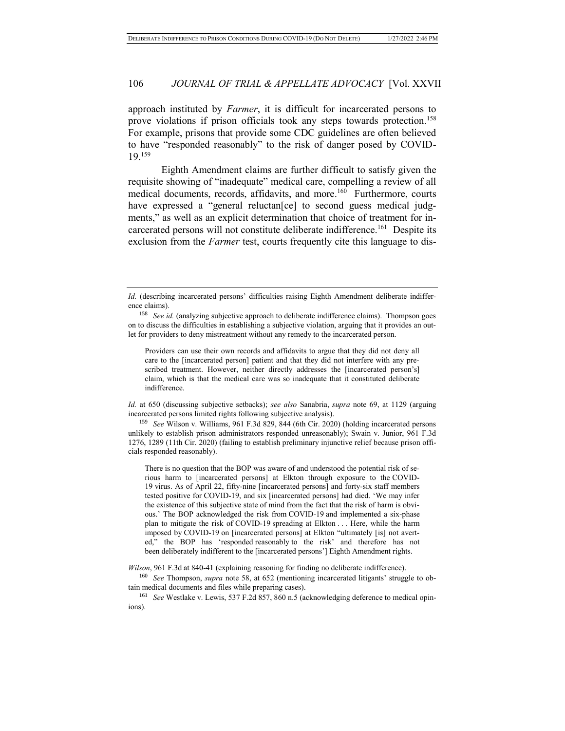approach instituted by *Farmer*, it is difficult for incarcerated persons to prove violations if prison officials took any steps towards protection.[158] For example, prisons that provide some CDC guidelines are often believed to have "responded reasonably" to the risk of danger posed by COVID-19.[159]

Eighth Amendment claims are further difficult to satisfy given the requisite showing of "inadequate" medical care, compelling a review of all medical documents, records, affidavits, and more.[160] Furthermore, courts have expressed a "general reluctan[ce] to second guess medical judgments," as well as an explicit determination that choice of treatment for incarcerated persons will not constitute deliberate indifference.[161] Despite its exclusion from the *Farmer* test, courts frequently cite this language to dis-

---

*Id.* (describing incarcerated persons' difficulties raising Eighth Amendment deliberate indifference claims).

[158] *See id.* (analyzing subjective approach to deliberate indifference claims). Thompson goes on to discuss the difficulties in establishing a subjective violation, arguing that it provides an outlet for providers to deny mistreatment without any remedy to the incarcerated person.

> Providers can use their own records and affidavits to argue that they did not deny all care to the [incarcerated person] patient and that they did not interfere with any prescribed treatment. However, neither directly addresses the [incarcerated person's] claim, which is that the medical care was so inadequate that it constituted deliberate indifference.

*Id.* at 650 (discussing subjective setbacks); *see also* Sanabria, *supra* note 69, at 1129 (arguing incarcerated persons limited rights following subjective analysis).

[159] *See* Wilson v. Williams, 961 F.3d 829, 844 (6th Cir. 2020) (holding incarcerated persons unlikely to establish prison administrators responded unreasonably); Swain v. Junior, 961 F.3d 1276, 1289 (11th Cir. 2020) (failing to establish preliminary injunctive relief because prison officials responded reasonably).

> There is no question that the BOP was aware of and understood the potential risk of serious harm to [incarcerated persons] at Elkton through exposure to the COVID-19 virus. As of April 22, fifty-nine [incarcerated persons] and forty-six staff members tested positive for COVID-19, and six [incarcerated persons] had died. 'We may infer the existence of this subjective state of mind from the fact that the risk of harm is obvious.' The BOP acknowledged the risk from COVID-19 and implemented a six-phase plan to mitigate the risk of COVID-19 spreading at Elkton . . . Here, while the harm imposed by COVID-19 on [incarcerated persons] at Elkton "ultimately [is] not averted," the BOP has 'responded reasonably to the risk' and therefore has not been deliberately indifferent to the [incarcerated persons'] Eighth Amendment rights.

*Wilson*, 961 F.3d at 840-41 (explaining reasoning for finding no deliberate indifference).

[160] *See* Thompson, *supra* note 58, at 652 (mentioning incarcerated litigants' struggle to obtain medical documents and files while preparing cases).

[161] *See* Westlake v. Lewis, 537 F.2d 857, 860 n.5 (acknowledging deference to medical opinions).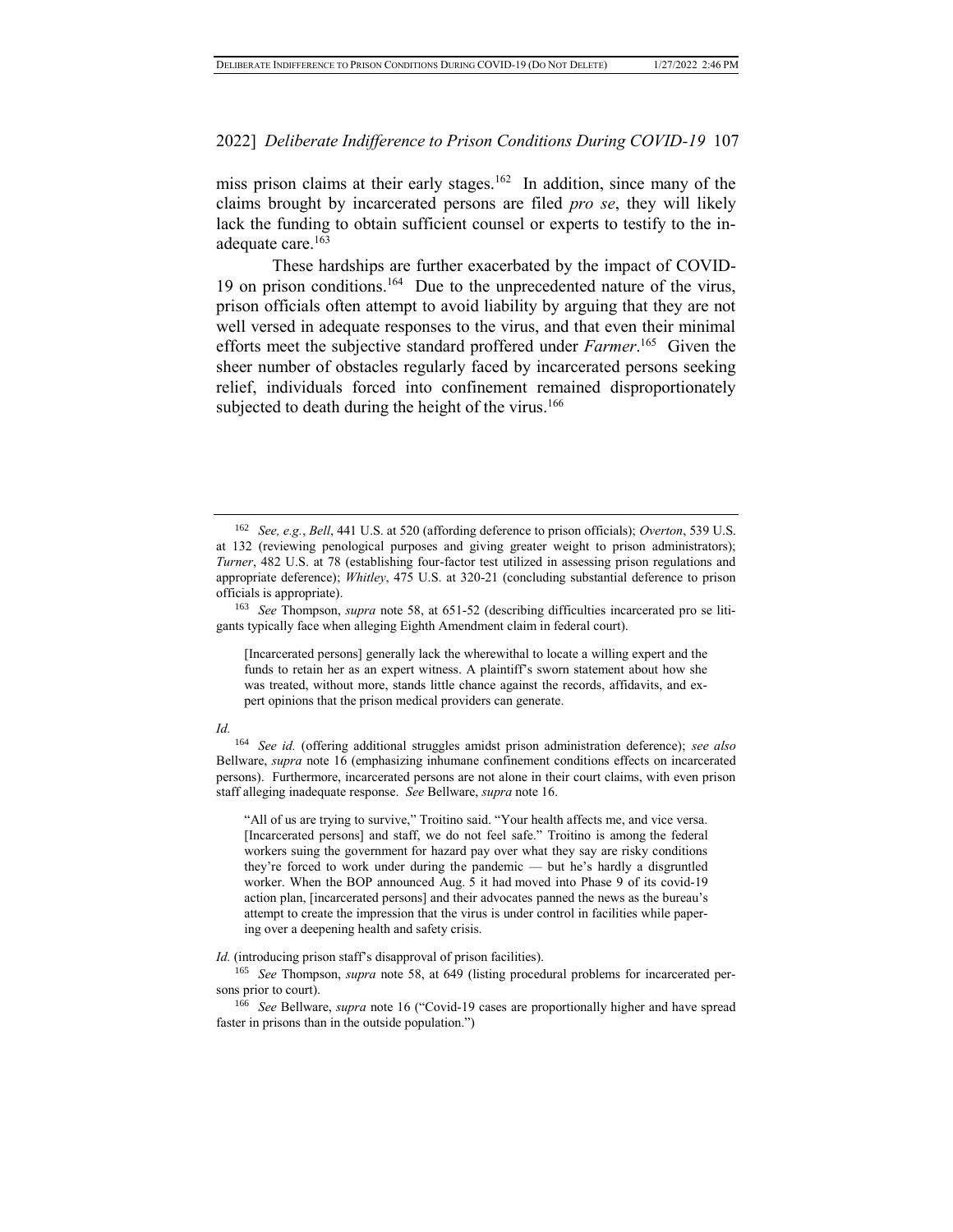miss prison claims at their early stages.[162] In addition, since many of the claims brought by incarcerated persons are filed *pro se*, they will likely lack the funding to obtain sufficient counsel or experts to testify to the inadequate care.[163]

These hardships are further exacerbated by the impact of COVID-19 on prison conditions.[164] Due to the unprecedented nature of the virus, prison officials often attempt to avoid liability by arguing that they are not well versed in adequate responses to the virus, and that even their minimal efforts meet the subjective standard proffered under *Farmer*.[165] Given the sheer number of obstacles regularly faced by incarcerated persons seeking relief, individuals forced into confinement remained disproportionately subjected to death during the height of the virus.[166]

---

[162] *See, e.g.*, *Bell*, 441 U.S. at 520 (affording deference to prison officials); *Overton*, 539 U.S. at 132 (reviewing penological purposes and giving greater weight to prison administrators); *Turner*, 482 U.S. at 78 (establishing four-factor test utilized in assessing prison regulations and appropriate deference); *Whitley*, 475 U.S. at 320-21 (concluding substantial deference to prison officials is appropriate).

[163] *See* Thompson, *supra* note 58, at 651-52 (describing difficulties incarcerated pro se litigants typically face when alleging Eighth Amendment claim in federal court).

> [Incarcerated persons] generally lack the wherewithal to locate a willing expert and the funds to retain her as an expert witness. A plaintiff's sworn statement about how she was treated, without more, stands little chance against the records, affidavits, and expert opinions that the prison medical providers can generate.

*Id.*

[164] *See id.* (offering additional struggles amidst prison administration deference); *see also* Bellware, *supra* note 16 (emphasizing inhumane confinement conditions effects on incarcerated persons). Furthermore, incarcerated persons are not alone in their court claims, with even prison staff alleging inadequate response. *See* Bellware, *supra* note 16.

> "All of us are trying to survive," Troitino said. "Your health affects me, and vice versa. [Incarcerated persons] and staff, we do not feel safe." Troitino is among the federal workers suing the government for hazard pay over what they say are risky conditions they're forced to work under during the pandemic — but he's hardly a disgruntled worker. When the BOP announced Aug. 5 it had moved into Phase 9 of its covid-19 action plan, [incarcerated persons] and their advocates panned the news as the bureau's attempt to create the impression that the virus is under control in facilities while papering over a deepening health and safety crisis.

*Id.* (introducing prison staff's disapproval of prison facilities).

[165] *See* Thompson, *supra* note 58, at 649 (listing procedural problems for incarcerated persons prior to court).

[166] *See* Bellware, *supra* note 16 ("Covid-19 cases are proportionally higher and have spread faster in prisons than in the outside population.")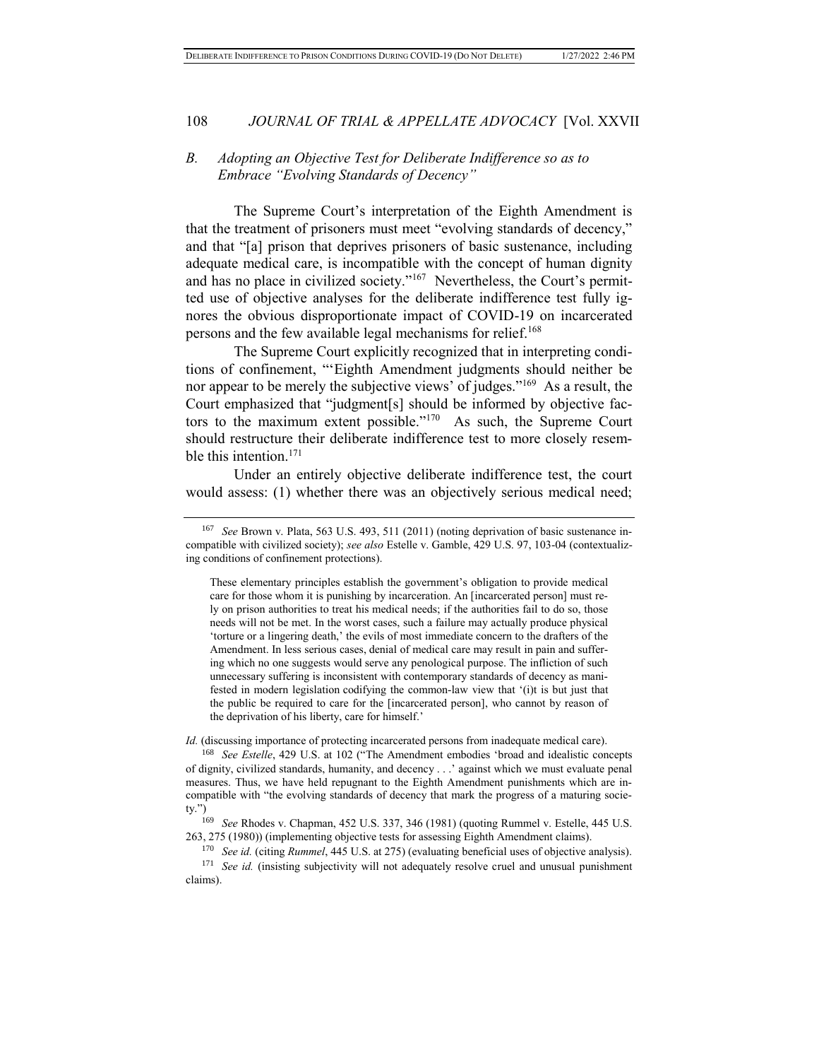## B. *Adopting an Objective Test for Deliberate Indifference so as to Embrace "Evolving Standards of Decency"*

The Supreme Court's interpretation of the Eighth Amendment is that the treatment of prisoners must meet "evolving standards of decency," and that "[a] prison that deprives prisoners of basic sustenance, including adequate medical care, is incompatible with the concept of human dignity and has no place in civilized society."[167] Nevertheless, the Court's permitted use of objective analyses for the deliberate indifference test fully ignores the obvious disproportionate impact of COVID-19 on incarcerated persons and the few available legal mechanisms for relief.[168]

The Supreme Court explicitly recognized that in interpreting conditions of confinement, "'Eighth Amendment judgments should neither be nor appear to be merely the subjective views' of judges."[169] As a result, the Court emphasized that "judgment[s] should be informed by objective factors to the maximum extent possible."[170] As such, the Supreme Court should restructure their deliberate indifference test to more closely resemble this intention.[171]

Under an entirely objective deliberate indifference test, the court would assess: (1) whether there was an objectively serious medical need;

---

[167] *See* Brown v. Plata, 563 U.S. 493, 511 (2011) (noting deprivation of basic sustenance incompatible with civilized society); *see also* Estelle v. Gamble, 429 U.S. 97, 103-04 (contextualizing conditions of confinement protections).

> These elementary principles establish the government's obligation to provide medical care for those whom it is punishing by incarceration. An [incarcerated person] must rely on prison authorities to treat his medical needs; if the authorities fail to do so, those needs will not be met. In the worst cases, such a failure may actually produce physical 'torture or a lingering death,' the evils of most immediate concern to the drafters of the Amendment. In less serious cases, denial of medical care may result in pain and suffering which no one suggests would serve any penological purpose. The infliction of such unnecessary suffering is inconsistent with contemporary standards of decency as manifested in modern legislation codifying the common-law view that '(i)t is but just that the public be required to care for the [incarcerated person], who cannot by reason of the deprivation of his liberty, care for himself.'

*Id.* (discussing importance of protecting incarcerated persons from inadequate medical care).

[168] *See Estelle*, 429 U.S. at 102 ("The Amendment embodies 'broad and idealistic concepts of dignity, civilized standards, humanity, and decency . . .' against which we must evaluate penal measures. Thus, we have held repugnant to the Eighth Amendment punishments which are incompatible with "the evolving standards of decency that mark the progress of a maturing society.")

[169] *See* Rhodes v. Chapman, 452 U.S. 337, 346 (1981) (quoting Rummel v. Estelle, 445 U.S. 263, 275 (1980)) (implementing objective tests for assessing Eighth Amendment claims).

[170] *See id.* (citing *Rummel*, 445 U.S. at 275) (evaluating beneficial uses of objective analysis).

[171] *See id.* (insisting subjectivity will not adequately resolve cruel and unusual punishment claims).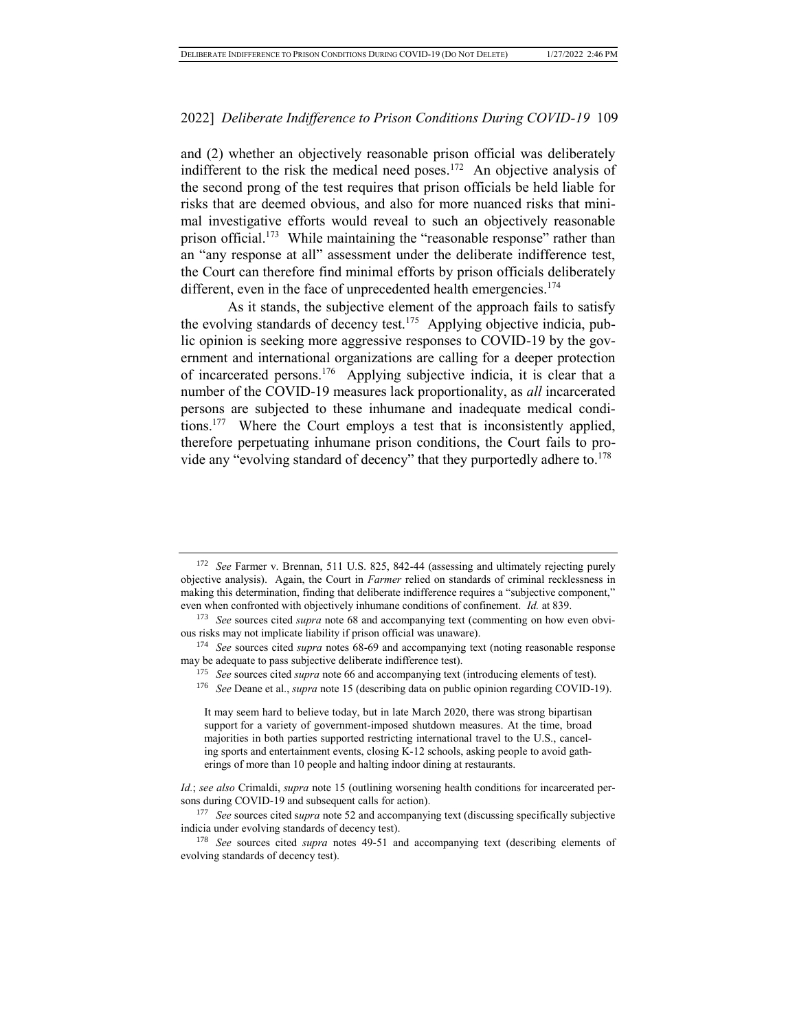and (2) whether an objectively reasonable prison official was deliberately indifferent to the risk the medical need poses.[172] An objective analysis of the second prong of the test requires that prison officials be held liable for risks that are deemed obvious, and also for more nuanced risks that minimal investigative efforts would reveal to such an objectively reasonable prison official.[173] While maintaining the "reasonable response" rather than an "any response at all" assessment under the deliberate indifference test, the Court can therefore find minimal efforts by prison officials deliberately different, even in the face of unprecedented health emergencies.[174]

As it stands, the subjective element of the approach fails to satisfy the evolving standards of decency test.[175] Applying objective indicia, public opinion is seeking more aggressive responses to COVID-19 by the government and international organizations are calling for a deeper protection of incarcerated persons.[176] Applying subjective indicia, it is clear that a number of the COVID-19 measures lack proportionality, as *all* incarcerated persons are subjected to these inhumane and inadequate medical conditions.[177] Where the Court employs a test that is inconsistently applied, therefore perpetuating inhumane prison conditions, the Court fails to provide any "evolving standard of decency" that they purportedly adhere to.[178]

---

[172] *See* Farmer v. Brennan, 511 U.S. 825, 842-44 (assessing and ultimately rejecting purely objective analysis). Again, the Court in *Farmer* relied on standards of criminal recklessness in making this determination, finding that deliberate indifference requires a "subjective component," even when confronted with objectively inhumane conditions of confinement. *Id.* at 839.

[173] *See* sources cited *supra* note 68 and accompanying text (commenting on how even obvious risks may not implicate liability if prison official was unaware).

[174] *See* sources cited *supra* notes 68-69 and accompanying text (noting reasonable response may be adequate to pass subjective deliberate indifference test).

[175] *See* sources cited *supra* note 66 and accompanying text (introducing elements of test).

[176] *See* Deane et al., *supra* note 15 (describing data on public opinion regarding COVID-19).

> It may seem hard to believe today, but in late March 2020, there was strong bipartisan support for a variety of government-imposed shutdown measures. At the time, broad majorities in both parties supported restricting international travel to the U.S., canceling sports and entertainment events, closing K-12 schools, asking people to avoid gatherings of more than 10 people and halting indoor dining at restaurants.

*Id.*; *see also* Crimaldi, *supra* note 15 (outlining worsening health conditions for incarcerated persons during COVID-19 and subsequent calls for action).

[177] *See* sources cited *supra* note 52 and accompanying text (discussing specifically subjective indicia under evolving standards of decency test).

[178] *See* sources cited *supra* notes 49-51 and accompanying text (describing elements of evolving standards of decency test).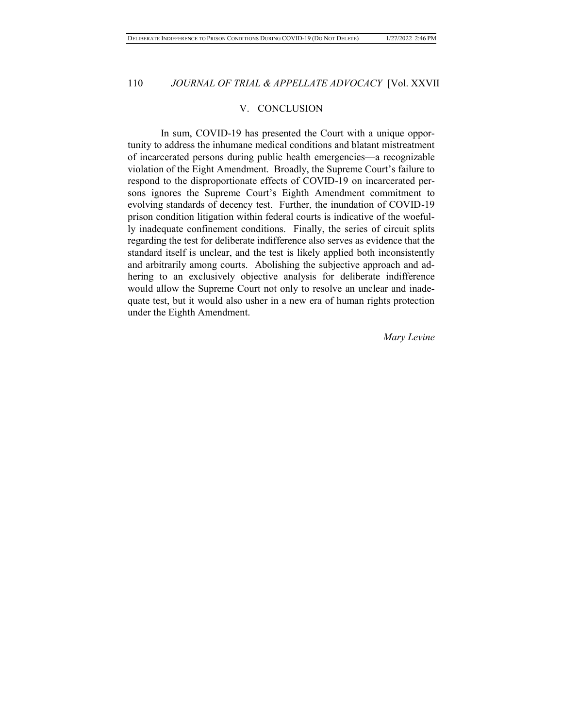## V. CONCLUSION

In sum, COVID-19 has presented the Court with a unique opportunity to address the inhumane medical conditions and blatant mistreatment of incarcerated persons during public health emergencies—a recognizable violation of the Eight Amendment. Broadly, the Supreme Court's failure to respond to the disproportionate effects of COVID-19 on incarcerated persons ignores the Supreme Court's Eighth Amendment commitment to evolving standards of decency test. Further, the inundation of COVID-19 prison condition litigation within federal courts is indicative of the woefully inadequate confinement conditions. Finally, the series of circuit splits regarding the test for deliberate indifference also serves as evidence that the standard itself is unclear, and the test is likely applied both inconsistently and arbitrarily among courts. Abolishing the subjective approach and adhering to an exclusively objective analysis for deliberate indifference would allow the Supreme Court not only to resolve an unclear and inadequate test, but it would also usher in a new era of human rights protection under the Eighth Amendment.

*Mary Levine*